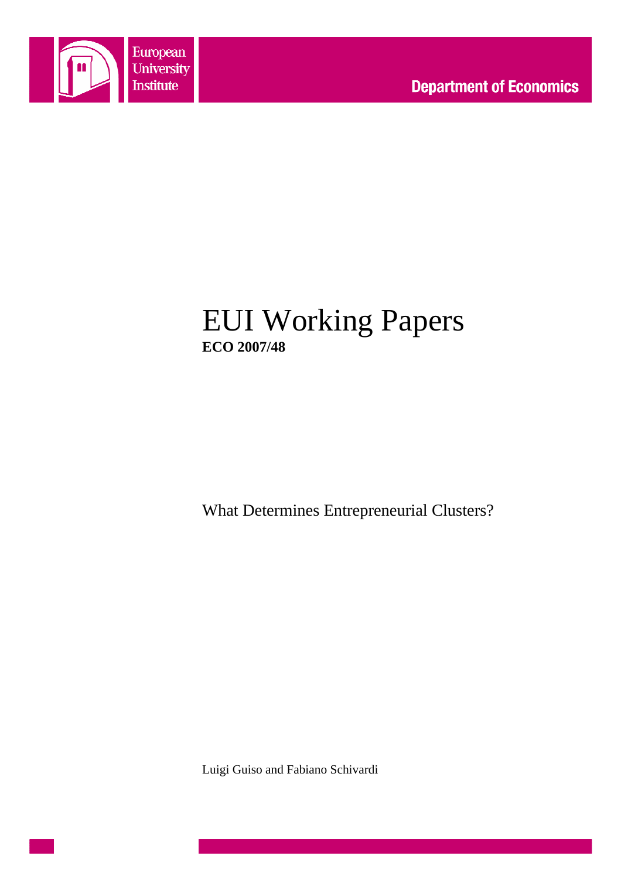European University Institute

Department of Economics

# EUI Working Papers

**ECO 2007/48**

What Determines Entrepreneurial Clusters?

Luigi Guiso and Fabiano Schivardi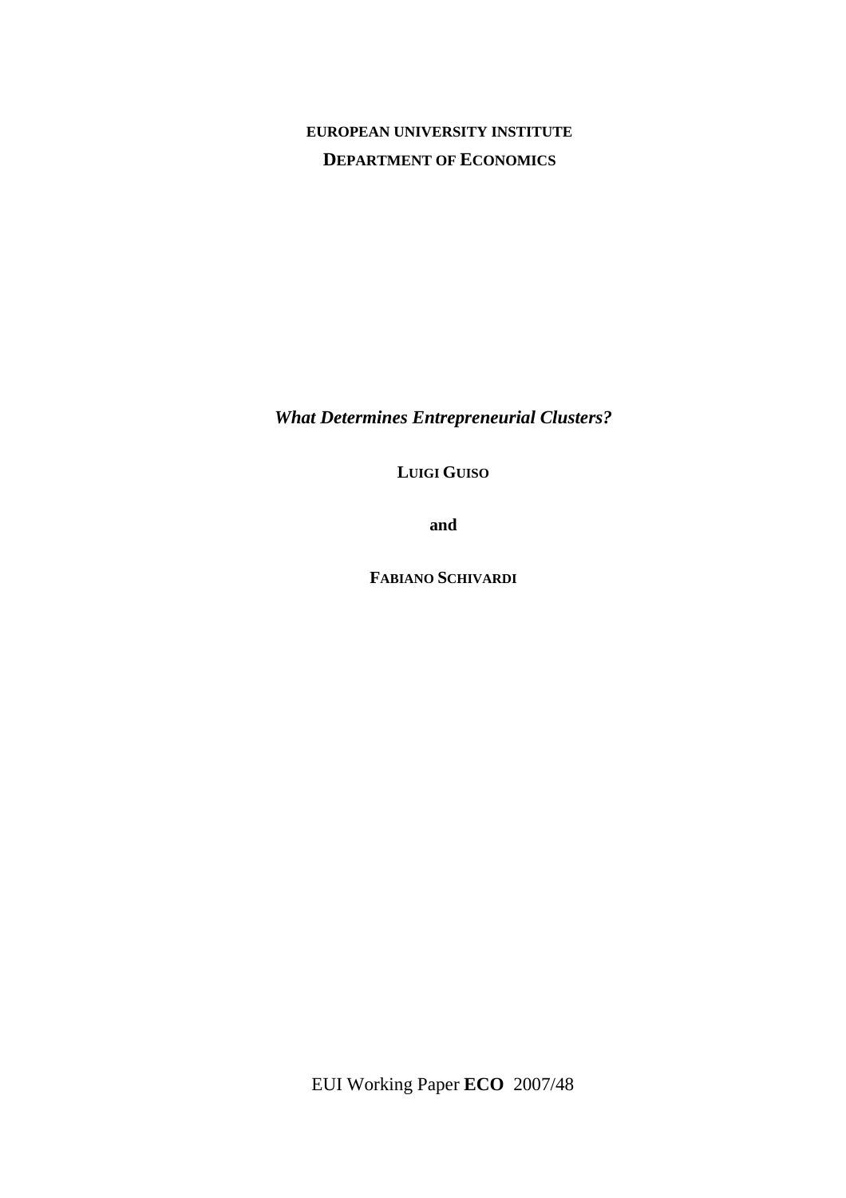**EUROPEAN UNIVERSITY INSTITUTE**

**DEPARTMENT OF ECONOMICS**

***What Determines Entrepreneurial Clusters?***

**LUIGI GUISO**

**and**

**FABIANO SCHIVARDI**

EUI Working Paper **ECO** 2007/48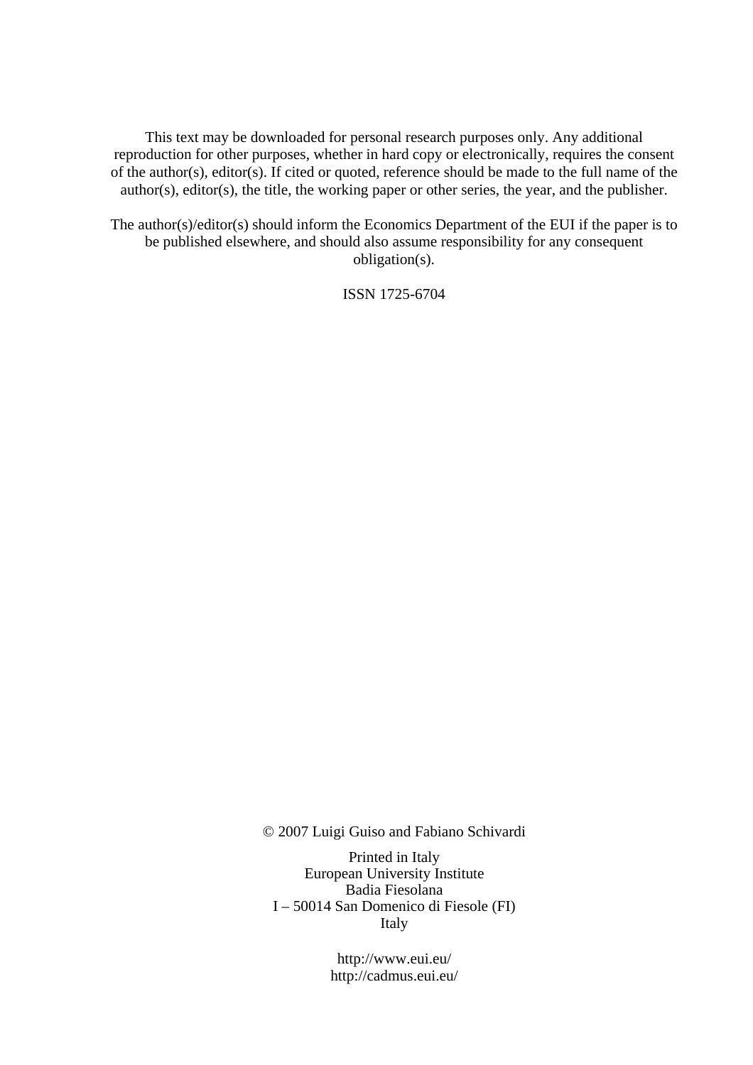This text may be downloaded for personal research purposes only. Any additional reproduction for other purposes, whether in hard copy or electronically, requires the consent of the author(s), editor(s). If cited or quoted, reference should be made to the full name of the author(s), editor(s), the title, the working paper or other series, the year, and the publisher.

The author(s)/editor(s) should inform the Economics Department of the EUI if the paper is to be published elsewhere, and should also assume responsibility for any consequent obligation(s).

ISSN 1725-6704

© 2007 Luigi Guiso and Fabiano Schivardi

Printed in Italy
European University Institute
Badia Fiesolana
I – 50014 San Domenico di Fiesole (FI)
Italy

http://www.eui.eu/
http://cadmus.eui.eu/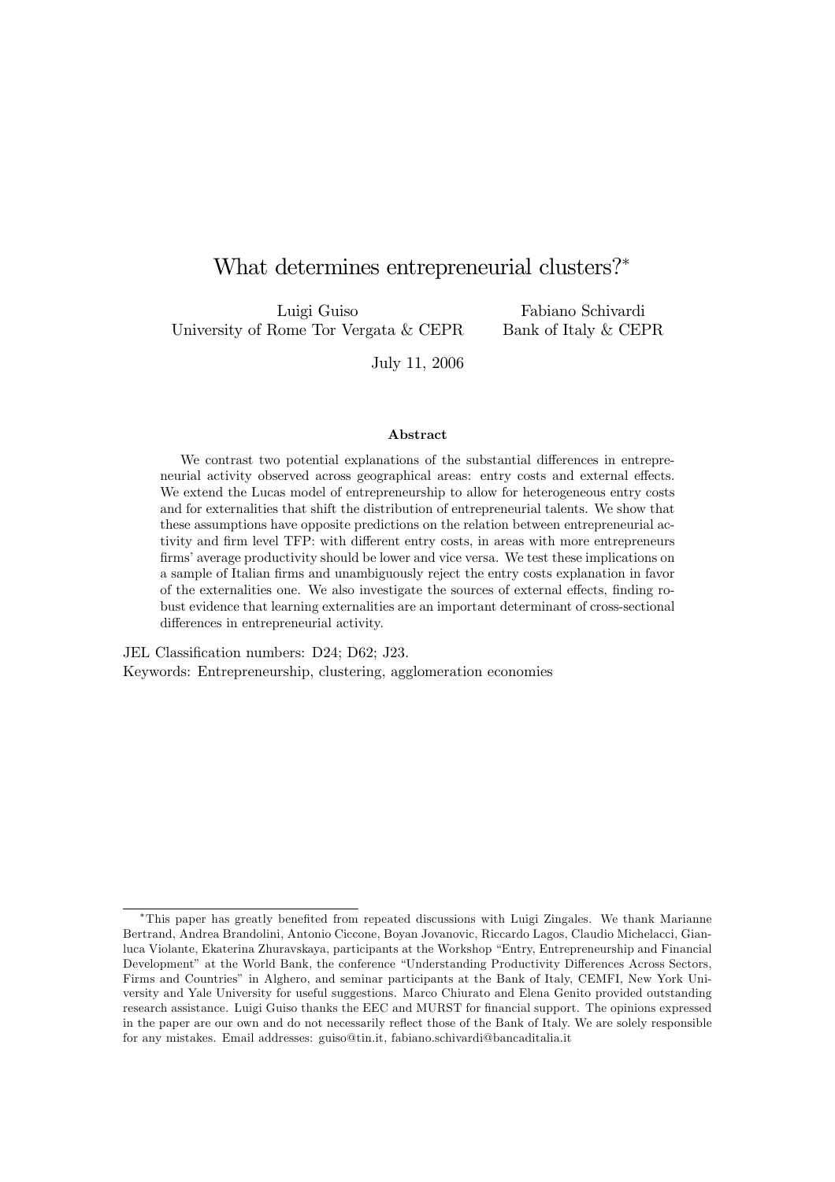# What determines entrepreneurial clusters?*

Luigi Guiso
University of Rome Tor Vergata & CEPR

Fabiano Schivardi
Bank of Italy & CEPR

July 11, 2006

### Abstract

We contrast two potential explanations of the substantial differences in entrepreneurial activity observed across geographical areas: entry costs and external effects. We extend the Lucas model of entrepreneurship to allow for heterogeneous entry costs and for externalities that shift the distribution of entrepreneurial talents. We show that these assumptions have opposite predictions on the relation between entrepreneurial activity and firm level TFP: with different entry costs, in areas with more entrepreneurs firms' average productivity should be lower and vice versa. We test these implications on a sample of Italian firms and unambiguously reject the entry costs explanation in favor of the externalities one. We also investigate the sources of external effects, finding robust evidence that learning externalities are an important determinant of cross-sectional differences in entrepreneurial activity.

JEL Classification numbers: D24; D62; J23.
Keywords: Entrepreneurship, clustering, agglomeration economies

*This paper has greatly benefited from repeated discussions with Luigi Zingales. We thank Marianne Bertrand, Andrea Brandolini, Antonio Ciccone, Boyan Jovanovic, Riccardo Lagos, Claudio Michelacci, Gianluca Violante, Ekaterina Zhuravskaya, participants at the Workshop "Entry, Entrepreneurship and Financial Development" at the World Bank, the conference "Understanding Productivity Differences Across Sectors, Firms and Countries" in Alghero, and seminar participants at the Bank of Italy, CEMFI, New York University and Yale University for useful suggestions. Marco Chiurato and Elena Genito provided outstanding research assistance. Luigi Guiso thanks the EEC and MURST for financial support. The opinions expressed in the paper are our own and do not necessarily reflect those of the Bank of Italy. We are solely responsible for any mistakes. Email addresses: guiso@tin.it, fabiano.schivardi@bancaditalia.it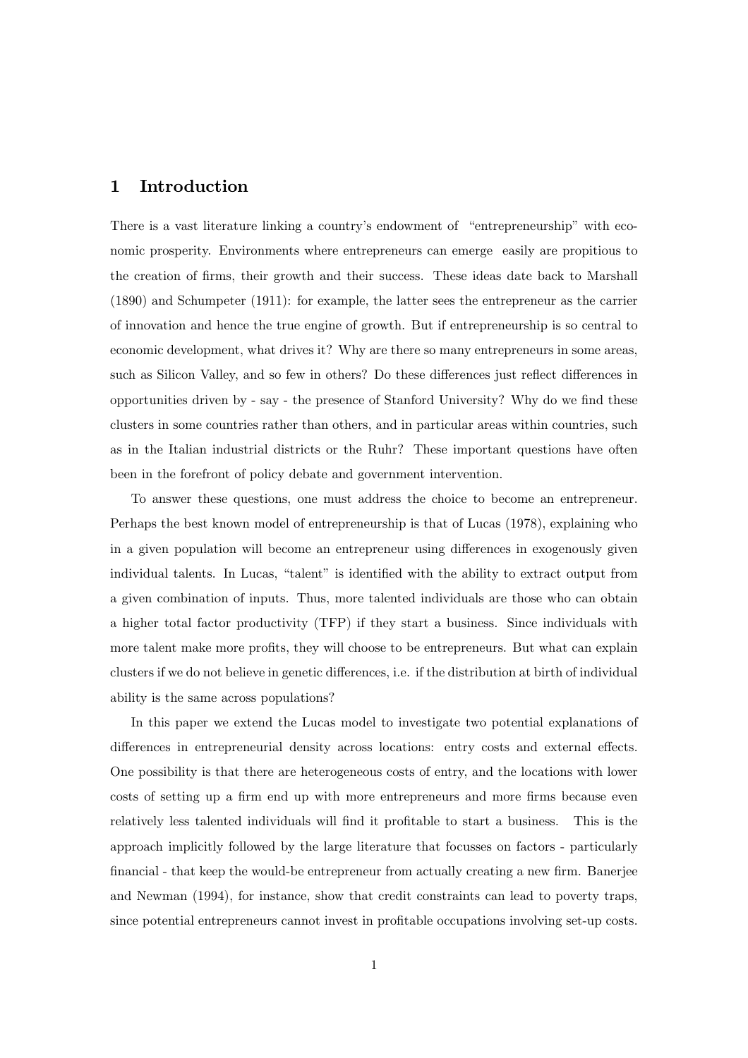# 1 Introduction

There is a vast literature linking a country's endowment of "entrepreneurship" with economic prosperity. Environments where entrepreneurs can emerge easily are propitious to the creation of firms, their growth and their success. These ideas date back to Marshall (1890) and Schumpeter (1911): for example, the latter sees the entrepreneur as the carrier of innovation and hence the true engine of growth. But if entrepreneurship is so central to economic development, what drives it? Why are there so many entrepreneurs in some areas, such as Silicon Valley, and so few in others? Do these differences just reflect differences in opportunities driven by - say - the presence of Stanford University? Why do we find these clusters in some countries rather than others, and in particular areas within countries, such as in the Italian industrial districts or the Ruhr? These important questions have often been in the forefront of policy debate and government intervention.

To answer these questions, one must address the choice to become an entrepreneur. Perhaps the best known model of entrepreneurship is that of Lucas (1978), explaining who in a given population will become an entrepreneur using differences in exogenously given individual talents. In Lucas, "talent" is identified with the ability to extract output from a given combination of inputs. Thus, more talented individuals are those who can obtain a higher total factor productivity (TFP) if they start a business. Since individuals with more talent make more profits, they will choose to be entrepreneurs. But what can explain clusters if we do not believe in genetic differences, i.e. if the distribution at birth of individual ability is the same across populations?

In this paper we extend the Lucas model to investigate two potential explanations of differences in entrepreneurial density across locations: entry costs and external effects. One possibility is that there are heterogeneous costs of entry, and the locations with lower costs of setting up a firm end up with more entrepreneurs and more firms because even relatively less talented individuals will find it profitable to start a business. This is the approach implicitly followed by the large literature that focusses on factors - particularly financial - that keep the would-be entrepreneur from actually creating a new firm. Banerjee and Newman (1994), for instance, show that credit constraints can lead to poverty traps, since potential entrepreneurs cannot invest in profitable occupations involving set-up costs.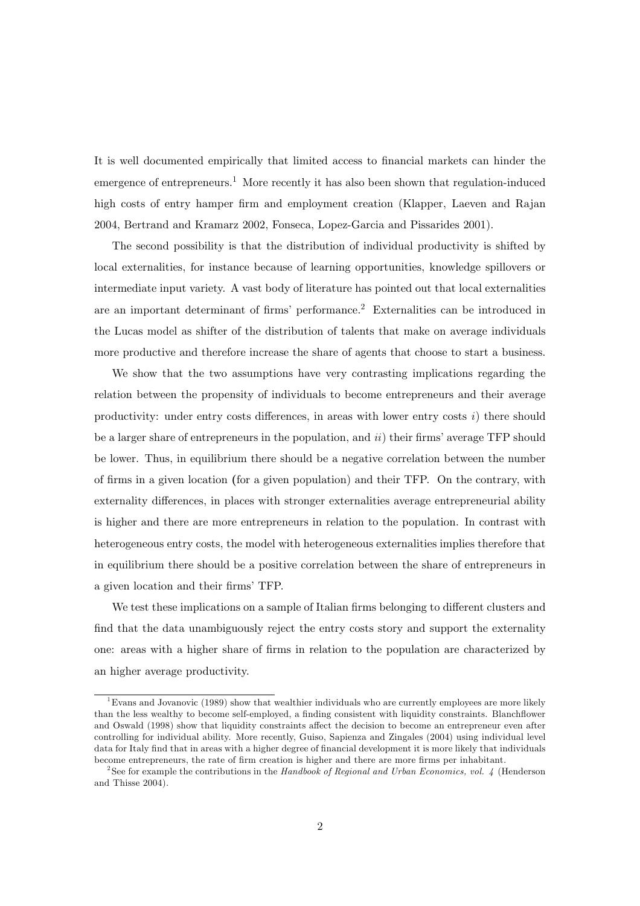It is well documented empirically that limited access to financial markets can hinder the emergence of entrepreneurs.[1] More recently it has also been shown that regulation-induced high costs of entry hamper firm and employment creation (Klapper, Laeven and Rajan 2004, Bertrand and Kramarz 2002, Fonseca, Lopez-Garcia and Pissarides 2001).

The second possibility is that the distribution of individual productivity is shifted by local externalities, for instance because of learning opportunities, knowledge spillovers or intermediate input variety. A vast body of literature has pointed out that local externalities are an important determinant of firms' performance.[2] Externalities can be introduced in the Lucas model as shifter of the distribution of talents that make on average individuals more productive and therefore increase the share of agents that choose to start a business.

We show that the two assumptions have very contrasting implications regarding the relation between the propensity of individuals to become entrepreneurs and their average productivity: under entry costs differences, in areas with lower entry costs *i*) there should be a larger share of entrepreneurs in the population, and *ii*) their firms' average TFP should be lower. Thus, in equilibrium there should be a negative correlation between the number of firms in a given location (for a given population) and their TFP. On the contrary, with externality differences, in places with stronger externalities average entrepreneurial ability is higher and there are more entrepreneurs in relation to the population. In contrast with heterogeneous entry costs, the model with heterogeneous externalities implies therefore that in equilibrium there should be a positive correlation between the share of entrepreneurs in a given location and their firms' TFP.

We test these implications on a sample of Italian firms belonging to different clusters and find that the data unambiguously reject the entry costs story and support the externality one: areas with a higher share of firms in relation to the population are characterized by an higher average productivity.

---

[1] Evans and Jovanovic (1989) show that wealthier individuals who are currently employees are more likely than the less wealthy to become self-employed, a finding consistent with liquidity constraints. Blanchflower and Oswald (1998) show that liquidity constraints affect the decision to become an entrepreneur even after controlling for individual ability. More recently, Guiso, Sapienza and Zingales (2004) using individual level data for Italy find that in areas with a higher degree of financial development it is more likely that individuals become entrepreneurs, the rate of firm creation is higher and there are more firms per inhabitant.

[2] See for example the contributions in the *Handbook of Regional and Urban Economics, vol. 4* (Henderson and Thisse 2004).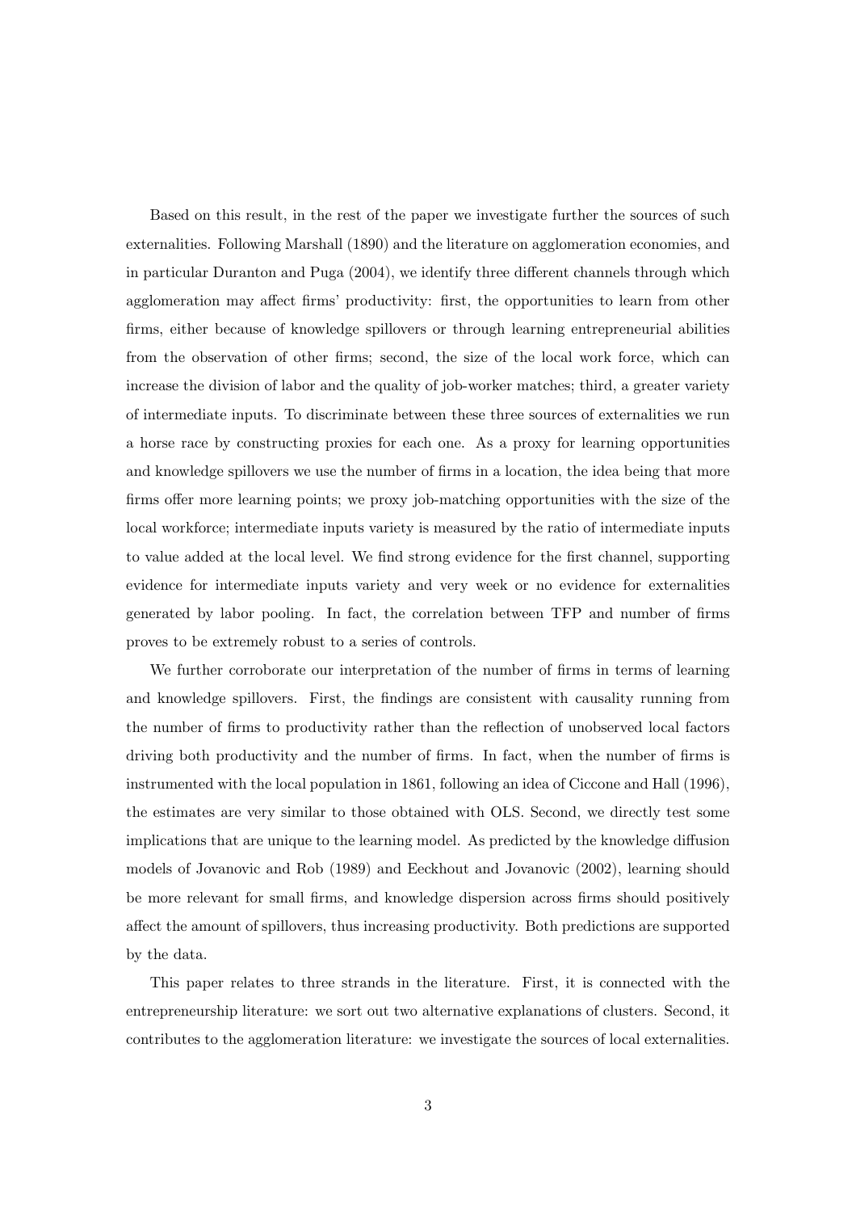Based on this result, in the rest of the paper we investigate further the sources of such externalities. Following Marshall (1890) and the literature on agglomeration economies, and in particular Duranton and Puga (2004), we identify three different channels through which agglomeration may affect firms' productivity: first, the opportunities to learn from other firms, either because of knowledge spillovers or through learning entrepreneurial abilities from the observation of other firms; second, the size of the local work force, which can increase the division of labor and the quality of job-worker matches; third, a greater variety of intermediate inputs. To discriminate between these three sources of externalities we run a horse race by constructing proxies for each one. As a proxy for learning opportunities and knowledge spillovers we use the number of firms in a location, the idea being that more firms offer more learning points; we proxy job-matching opportunities with the size of the local workforce; intermediate inputs variety is measured by the ratio of intermediate inputs to value added at the local level. We find strong evidence for the first channel, supporting evidence for intermediate inputs variety and very week or no evidence for externalities generated by labor pooling. In fact, the correlation between TFP and number of firms proves to be extremely robust to a series of controls.

We further corroborate our interpretation of the number of firms in terms of learning and knowledge spillovers. First, the findings are consistent with causality running from the number of firms to productivity rather than the reflection of unobserved local factors driving both productivity and the number of firms. In fact, when the number of firms is instrumented with the local population in 1861, following an idea of Ciccone and Hall (1996), the estimates are very similar to those obtained with OLS. Second, we directly test some implications that are unique to the learning model. As predicted by the knowledge diffusion models of Jovanovic and Rob (1989) and Eeckhout and Jovanovic (2002), learning should be more relevant for small firms, and knowledge dispersion across firms should positively affect the amount of spillovers, thus increasing productivity. Both predictions are supported by the data.

This paper relates to three strands in the literature. First, it is connected with the entrepreneurship literature: we sort out two alternative explanations of clusters. Second, it contributes to the agglomeration literature: we investigate the sources of local externalities.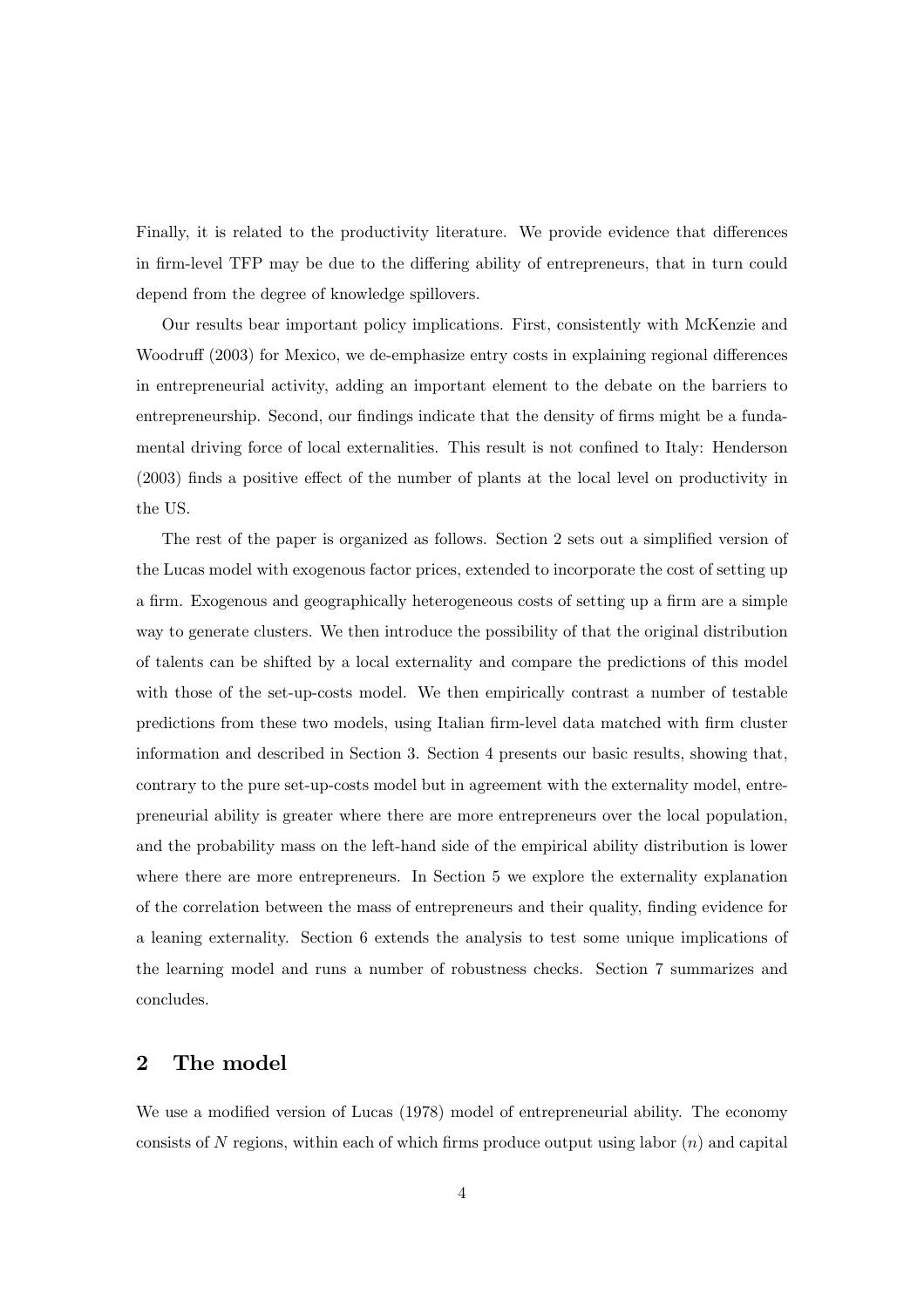Finally, it is related to the productivity literature. We provide evidence that differences in firm-level TFP may be due to the differing ability of entrepreneurs, that in turn could depend from the degree of knowledge spillovers.

Our results bear important policy implications. First, consistently with McKenzie and Woodruff (2003) for Mexico, we de-emphasize entry costs in explaining regional differences in entrepreneurial activity, adding an important element to the debate on the barriers to entrepreneurship. Second, our findings indicate that the density of firms might be a fundamental driving force of local externalities. This result is not confined to Italy: Henderson (2003) finds a positive effect of the number of plants at the local level on productivity in the US.

The rest of the paper is organized as follows. Section 2 sets out a simplified version of the Lucas model with exogenous factor prices, extended to incorporate the cost of setting up a firm. Exogenous and geographically heterogeneous costs of setting up a firm are a simple way to generate clusters. We then introduce the possibility of that the original distribution of talents can be shifted by a local externality and compare the predictions of this model with those of the set-up-costs model. We then empirically contrast a number of testable predictions from these two models, using Italian firm-level data matched with firm cluster information and described in Section 3. Section 4 presents our basic results, showing that, contrary to the pure set-up-costs model but in agreement with the externality model, entrepreneurial ability is greater where there are more entrepreneurs over the local population, and the probability mass on the left-hand side of the empirical ability distribution is lower where there are more entrepreneurs. In Section 5 we explore the externality explanation of the correlation between the mass of entrepreneurs and their quality, finding evidence for a leaning externality. Section 6 extends the analysis to test some unique implications of the learning model and runs a number of robustness checks. Section 7 summarizes and concludes.

## 2 The model

We use a modified version of Lucas (1978) model of entrepreneurial ability. The economy consists of $N$ regions, within each of which firms produce output using labor ($n$) and capital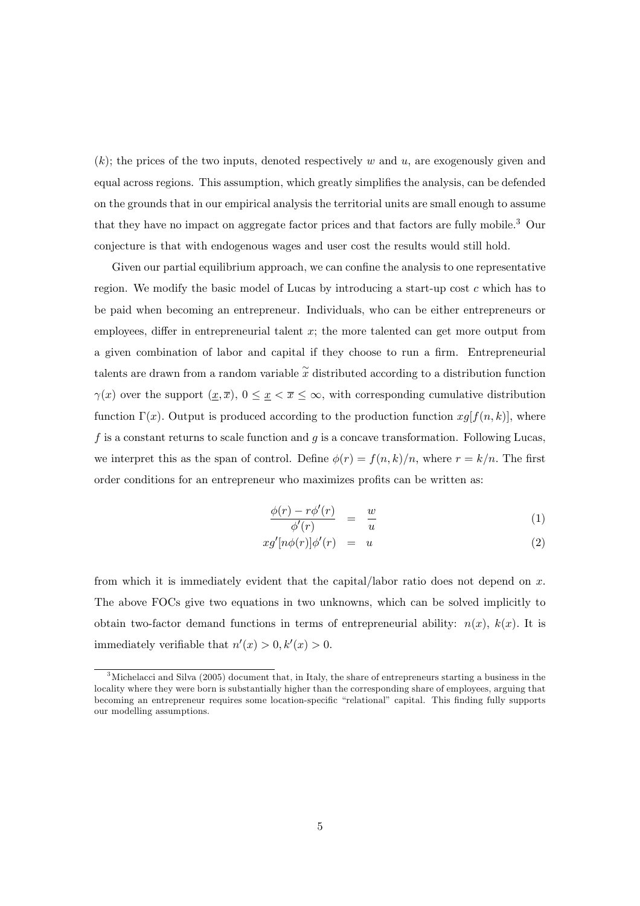($k$); the prices of the two inputs, denoted respectively $w$ and $u$, are exogenously given and equal across regions. This assumption, which greatly simplifies the analysis, can be defended on the grounds that in our empirical analysis the territorial units are small enough to assume that they have no impact on aggregate factor prices and that factors are fully mobile.[3] Our conjecture is that with endogenous wages and user cost the results would still hold.

Given our partial equilibrium approach, we can confine the analysis to one representative region. We modify the basic model of Lucas by introducing a start-up cost $c$ which has to be paid when becoming an entrepreneur. Individuals, who can be either entrepreneurs or employees, differ in entrepreneurial talent $x$; the more talented can get more output from a given combination of labor and capital if they choose to run a firm. Entrepreneurial talents are drawn from a random variable $\widetilde{x}$ distributed according to a distribution function $\gamma(x)$ over the support $(\underline{x}, \overline{x})$, $0 \leq \underline{x} < \overline{x} \leq \infty$, with corresponding cumulative distribution function $\Gamma(x)$. Output is produced according to the production function $xg[f(n,k)]$, where $f$ is a constant returns to scale function and $g$ is a concave transformation. Following Lucas, we interpret this as the span of control. Define $\phi(r) = f(n,k)/n$, where $r = k/n$. The first order conditions for an entrepreneur who maximizes profits can be written as:

$$\frac{\phi(r) - r\phi'(r)}{\phi'(r)} = \frac{w}{u} \tag{1}$$

$$xg'[n\phi(r)]\phi'(r) = u \tag{2}$$

from which it is immediately evident that the capital/labor ratio does not depend on $x$. The above FOCs give two equations in two unknowns, which can be solved implicitly to obtain two-factor demand functions in terms of entrepreneurial ability: $n(x)$, $k(x)$. It is immediately verifiable that $n'(x) > 0, k'(x) > 0$.

[3] Michelacci and Silva (2005) document that, in Italy, the share of entrepreneurs starting a business in the locality where they were born is substantially higher than the corresponding share of employees, arguing that becoming an entrepreneur requires some location-specific "relational" capital. This finding fully supports our modelling assumptions.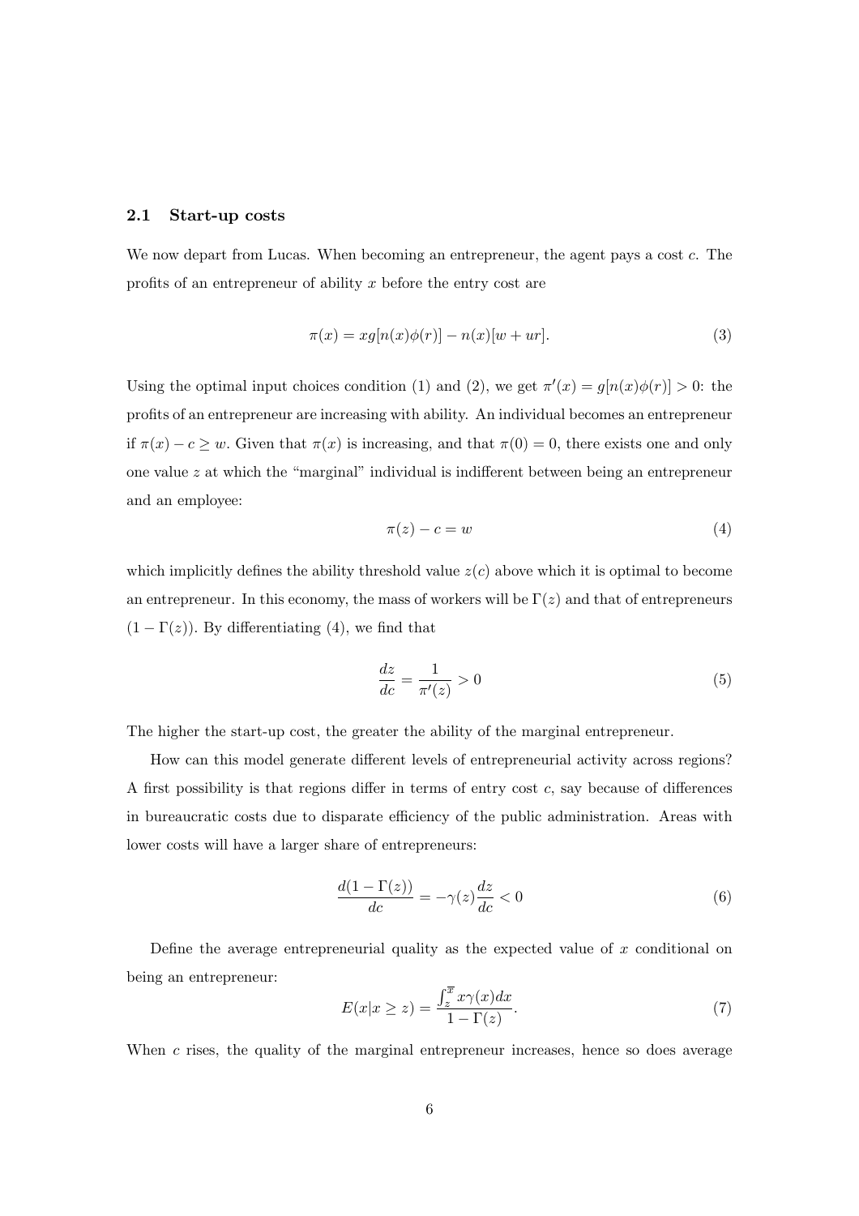### 2.1 Start-up costs

We now depart from Lucas. When becoming an entrepreneur, the agent pays a cost $c$. The profits of an entrepreneur of ability $x$ before the entry cost are

$$\pi(x) = xg[n(x)\phi(r)] - n(x)[w + ur]. \tag{3}$$

Using the optimal input choices condition (1) and (2), we get $\pi'(x) = g[n(x)\phi(r)] > 0$: the profits of an entrepreneur are increasing with ability. An individual becomes an entrepreneur if $\pi(x) - c \geq w$. Given that $\pi(x)$ is increasing, and that $\pi(0) = 0$, there exists one and only one value $z$ at which the "marginal" individual is indifferent between being an entrepreneur and an employee:

$$\pi(z) - c = w \tag{4}$$

which implicitly defines the ability threshold value $z(c)$ above which it is optimal to become an entrepreneur. In this economy, the mass of workers will be $\Gamma(z)$ and that of entrepreneurs $(1 - \Gamma(z))$. By differentiating (4), we find that

$$\frac{dz}{dc} = \frac{1}{\pi'(z)} > 0 \tag{5}$$

The higher the start-up cost, the greater the ability of the marginal entrepreneur.

How can this model generate different levels of entrepreneurial activity across regions? A first possibility is that regions differ in terms of entry cost $c$, say because of differences in bureaucratic costs due to disparate efficiency of the public administration. Areas with lower costs will have a larger share of entrepreneurs:

$$\frac{d(1 - \Gamma(z))}{dc} = -\gamma(z)\frac{dz}{dc} < 0 \tag{6}$$

Define the average entrepreneurial quality as the expected value of $x$ conditional on being an entrepreneur:

$$E(x|x \geq z) = \frac{\int_z^{\overline{x}} x\gamma(x)dx}{1 - \Gamma(z)}. \tag{7}$$

When $c$ rises, the quality of the marginal entrepreneur increases, hence so does average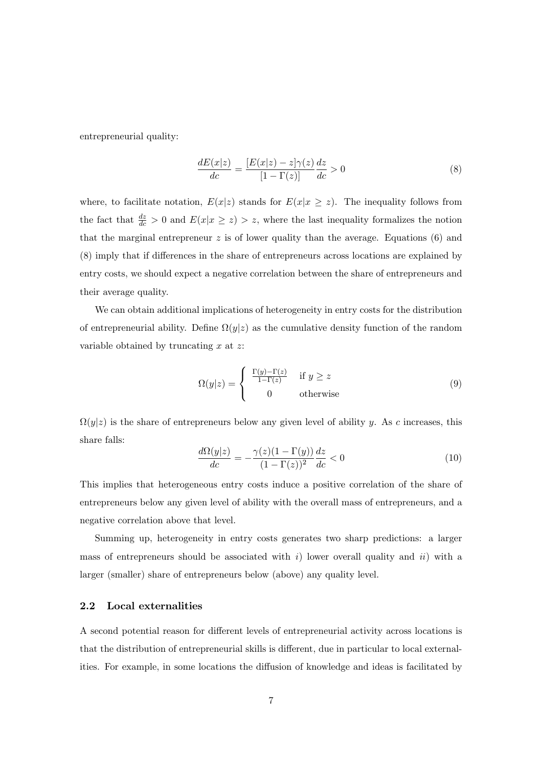entrepreneurial quality:

$$\frac{dE(x|z)}{dc} = \frac{[E(x|z) - z]\gamma(z)}{[1 - \Gamma(z)]}\frac{dz}{dc} > 0 \tag{8}$$

where, to facilitate notation, $E(x|z)$ stands for $E(x|x \geq z)$. The inequality follows from the fact that $\frac{dz}{dc} > 0$ and $E(x|x \geq z) > z$, where the last inequality formalizes the notion that the marginal entrepreneur $z$ is of lower quality than the average. Equations (6) and (8) imply that if differences in the share of entrepreneurs across locations are explained by entry costs, we should expect a negative correlation between the share of entrepreneurs and their average quality.

We can obtain additional implications of heterogeneity in entry costs for the distribution of entrepreneurial ability. Define $\Omega(y|z)$ as the cumulative density function of the random variable obtained by truncating $x$ at $z$:

$$\Omega(y|z) = \begin{cases} \frac{\Gamma(y) - \Gamma(z)}{1 - \Gamma(z)} & \text{if } y \geq z \\ 0 & \text{otherwise} \end{cases} \tag{9}$$

$\Omega(y|z)$ is the share of entrepreneurs below any given level of ability $y$. As $c$ increases, this share falls:

$$\frac{d\Omega(y|z)}{dc} = -\frac{\gamma(z)(1 - \Gamma(y))}{(1 - \Gamma(z))^2}\frac{dz}{dc} < 0 \tag{10}$$

This implies that heterogeneous entry costs induce a positive correlation of the share of entrepreneurs below any given level of ability with the overall mass of entrepreneurs, and a negative correlation above that level.

Summing up, heterogeneity in entry costs generates two sharp predictions: a larger mass of entrepreneurs should be associated with *i)* lower overall quality and *ii)* with a larger (smaller) share of entrepreneurs below (above) any quality level.

### 2.2 Local externalities

A second potential reason for different levels of entrepreneurial activity across locations is that the distribution of entrepreneurial skills is different, due in particular to local externalities. For example, in some locations the diffusion of knowledge and ideas is facilitated by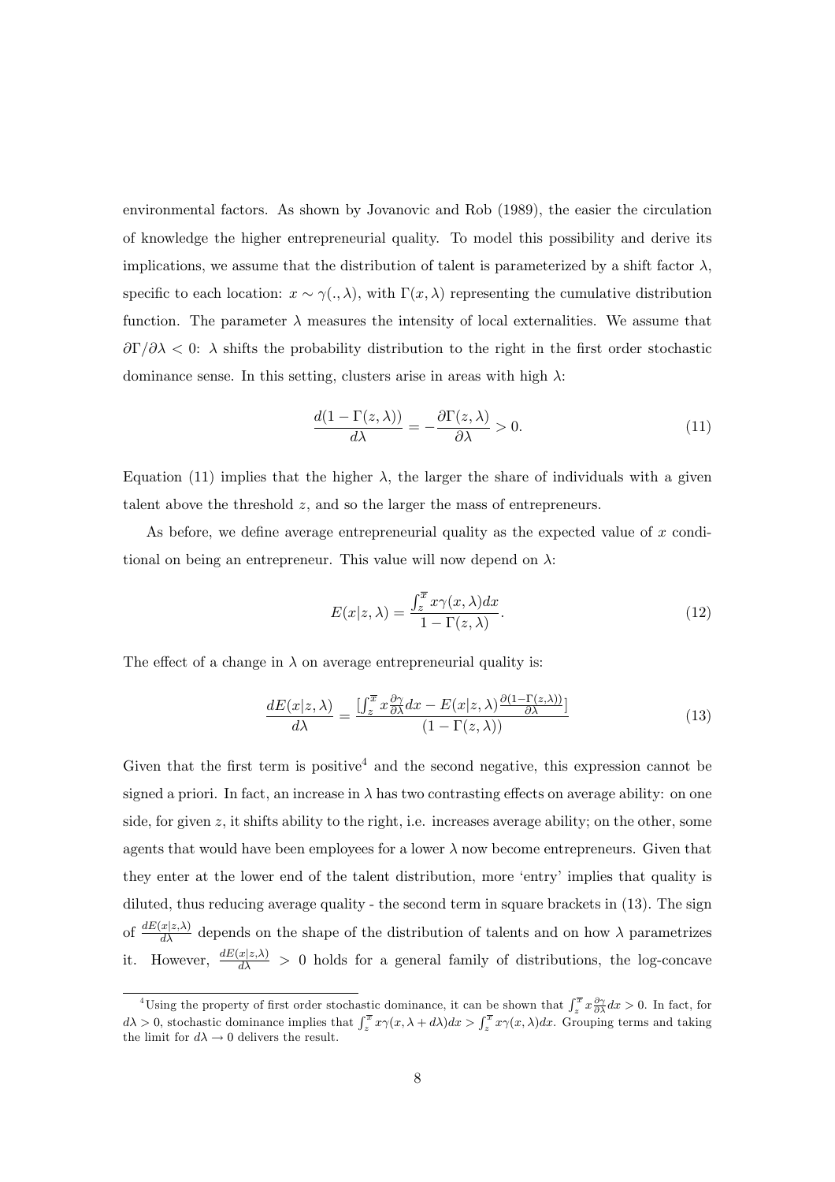environmental factors. As shown by Jovanovic and Rob (1989), the easier the circulation of knowledge the higher entrepreneurial quality. To model this possibility and derive its implications, we assume that the distribution of talent is parameterized by a shift factor $\lambda$, specific to each location: $x \sim \gamma(.,\lambda)$, with $\Gamma(x,\lambda)$ representing the cumulative distribution function. The parameter $\lambda$ measures the intensity of local externalities. We assume that $\partial\Gamma/\partial\lambda < 0$: $\lambda$ shifts the probability distribution to the right in the first order stochastic dominance sense. In this setting, clusters arise in areas with high $\lambda$:

$$\frac{d(1-\Gamma(z,\lambda))}{d\lambda} = -\frac{\partial\Gamma(z,\lambda)}{\partial\lambda} > 0. \tag{11}$$

Equation (11) implies that the higher $\lambda$, the larger the share of individuals with a given talent above the threshold $z$, and so the larger the mass of entrepreneurs.

As before, we define average entrepreneurial quality as the expected value of $x$ conditional on being an entrepreneur. This value will now depend on $\lambda$:

$$E(x|z,\lambda) = \frac{\int_z^{\overline{x}} x\gamma(x,\lambda)dx}{1-\Gamma(z,\lambda)}. \tag{12}$$

The effect of a change in $\lambda$ on average entrepreneurial quality is:

$$\frac{dE(x|z,\lambda)}{d\lambda} = \frac{[\int_z^{\overline{x}} x\frac{\partial\gamma}{\partial\lambda}dx - E(x|z,\lambda)\frac{\partial(1-\Gamma(z,\lambda))}{\partial\lambda}]}{(1-\Gamma(z,\lambda))} \tag{13}$$

Given that the first term is positive[4] and the second negative, this expression cannot be signed a priori. In fact, an increase in $\lambda$ has two contrasting effects on average ability: on one side, for given $z$, it shifts ability to the right, i.e. increases average ability; on the other, some agents that would have been employees for a lower $\lambda$ now become entrepreneurs. Given that they enter at the lower end of the talent distribution, more 'entry' implies that quality is diluted, thus reducing average quality - the second term in square brackets in (13). The sign of $\frac{dE(x|z,\lambda)}{d\lambda}$ depends on the shape of the distribution of talents and on how $\lambda$ parametrizes it. However, $\frac{dE(x|z,\lambda)}{d\lambda} > 0$ holds for a general family of distributions, the log-concave

[4] Using the property of first order stochastic dominance, it can be shown that $\int_z^{\overline{x}} x\frac{\partial\gamma}{\partial\lambda}dx > 0$. In fact, for $d\lambda > 0$, stochastic dominance implies that $\int_z^{\overline{x}} x\gamma(x,\lambda+d\lambda)dx > \int_z^{\overline{x}} x\gamma(x,\lambda)dx$. Grouping terms and taking the limit for $d\lambda \to 0$ delivers the result.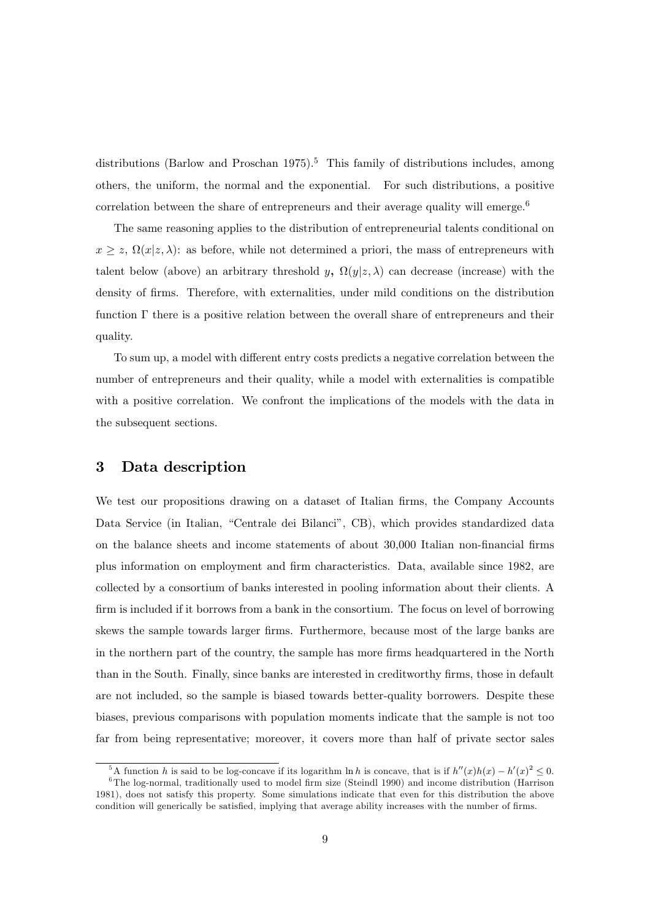distributions (Barlow and Proschan 1975).[5] This family of distributions includes, among others, the uniform, the normal and the exponential. For such distributions, a positive correlation between the share of entrepreneurs and their average quality will emerge.[6]

The same reasoning applies to the distribution of entrepreneurial talents conditional on $x \geq z$, $\Omega(x|z,\lambda)$: as before, while not determined a priori, the mass of entrepreneurs with talent below (above) an arbitrary threshold $y$, $\Omega(y|z,\lambda)$ can decrease (increase) with the density of firms. Therefore, with externalities, under mild conditions on the distribution function $\Gamma$ there is a positive relation between the overall share of entrepreneurs and their quality.

To sum up, a model with different entry costs predicts a negative correlation between the number of entrepreneurs and their quality, while a model with externalities is compatible with a positive correlation. We confront the implications of the models with the data in the subsequent sections.

## 3 Data description

We test our propositions drawing on a dataset of Italian firms, the Company Accounts Data Service (in Italian, "Centrale dei Bilanci", CB), which provides standardized data on the balance sheets and income statements of about 30,000 Italian non-financial firms plus information on employment and firm characteristics. Data, available since 1982, are collected by a consortium of banks interested in pooling information about their clients. A firm is included if it borrows from a bank in the consortium. The focus on level of borrowing skews the sample towards larger firms. Furthermore, because most of the large banks are in the northern part of the country, the sample has more firms headquartered in the North than in the South. Finally, since banks are interested in creditworthy firms, those in default are not included, so the sample is biased towards better-quality borrowers. Despite these biases, previous comparisons with population moments indicate that the sample is not too far from being representative; moreover, it covers more than half of private sector sales

[5] A function $h$ is said to be log-concave if its logarithm $\ln h$ is concave, that is if $h''(x)h(x) - h'(x)^2 \leq 0$.

[6] The log-normal, traditionally used to model firm size (Steindl 1990) and income distribution (Harrison 1981), does not satisfy this property. Some simulations indicate that even for this distribution the above condition will generically be satisfied, implying that average ability increases with the number of firms.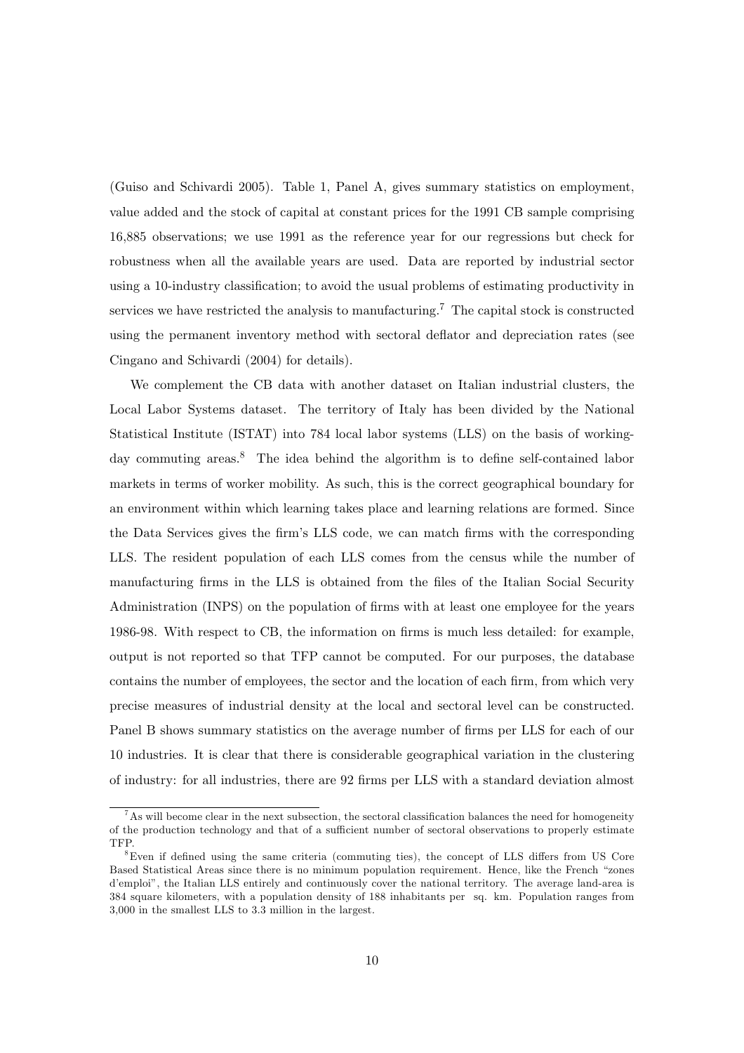(Guiso and Schivardi 2005). Table 1, Panel A, gives summary statistics on employment, value added and the stock of capital at constant prices for the 1991 CB sample comprising 16,885 observations; we use 1991 as the reference year for our regressions but check for robustness when all the available years are used. Data are reported by industrial sector using a 10-industry classification; to avoid the usual problems of estimating productivity in services we have restricted the analysis to manufacturing.[7] The capital stock is constructed using the permanent inventory method with sectoral deflator and depreciation rates (see Cingano and Schivardi (2004) for details).

We complement the CB data with another dataset on Italian industrial clusters, the Local Labor Systems dataset. The territory of Italy has been divided by the National Statistical Institute (ISTAT) into 784 local labor systems (LLS) on the basis of working-day commuting areas.[8] The idea behind the algorithm is to define self-contained labor markets in terms of worker mobility. As such, this is the correct geographical boundary for an environment within which learning takes place and learning relations are formed. Since the Data Services gives the firm's LLS code, we can match firms with the corresponding LLS. The resident population of each LLS comes from the census while the number of manufacturing firms in the LLS is obtained from the files of the Italian Social Security Administration (INPS) on the population of firms with at least one employee for the years 1986-98. With respect to CB, the information on firms is much less detailed: for example, output is not reported so that TFP cannot be computed. For our purposes, the database contains the number of employees, the sector and the location of each firm, from which very precise measures of industrial density at the local and sectoral level can be constructed. Panel B shows summary statistics on the average number of firms per LLS for each of our 10 industries. It is clear that there is considerable geographical variation in the clustering of industry: for all industries, there are 92 firms per LLS with a standard deviation almost

[7] As will become clear in the next subsection, the sectoral classification balances the need for homogeneity of the production technology and that of a sufficient number of sectoral observations to properly estimate TFP.

[8] Even if defined using the same criteria (commuting ties), the concept of LLS differs from US Core Based Statistical Areas since there is no minimum population requirement. Hence, like the French "zones d'emploi", the Italian LLS entirely and continuously cover the national territory. The average land-area is 384 square kilometers, with a population density of 188 inhabitants per sq. km. Population ranges from 3,000 in the smallest LLS to 3.3 million in the largest.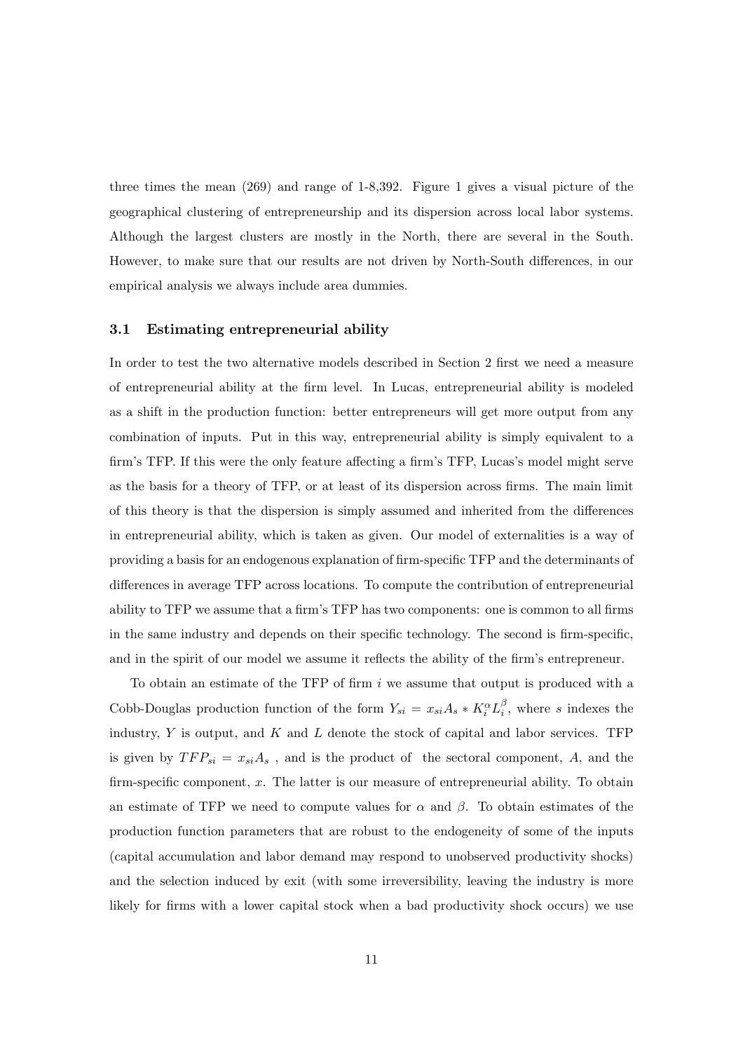three times the mean (269) and range of 1-8,392. Figure 1 gives a visual picture of the geographical clustering of entrepreneurship and its dispersion across local labor systems. Although the largest clusters are mostly in the North, there are several in the South. However, to make sure that our results are not driven by North-South differences, in our empirical analysis we always include area dummies.

### 3.1 Estimating entrepreneurial ability

In order to test the two alternative models described in Section 2 first we need a measure of entrepreneurial ability at the firm level. In Lucas, entrepreneurial ability is modeled as a shift in the production function: better entrepreneurs will get more output from any combination of inputs. Put in this way, entrepreneurial ability is simply equivalent to a firm's TFP. If this were the only feature affecting a firm's TFP, Lucas's model might serve as the basis for a theory of TFP, or at least of its dispersion across firms. The main limit of this theory is that the dispersion is simply assumed and inherited from the differences in entrepreneurial ability, which is taken as given. Our model of externalities is a way of providing a basis for an endogenous explanation of firm-specific TFP and the determinants of differences in average TFP across locations. To compute the contribution of entrepreneurial ability to TFP we assume that a firm's TFP has two components: one is common to all firms in the same industry and depends on their specific technology. The second is firm-specific, and in the spirit of our model we assume it reflects the ability of the firm's entrepreneur.

To obtain an estimate of the TFP of firm $i$ we assume that output is produced with a Cobb-Douglas production function of the form $Y_{si} = x_{si}A_s * K_i^{\alpha}L_i^{\beta}$, where $s$ indexes the industry, $Y$ is output, and $K$ and $L$ denote the stock of capital and labor services. TFP is given by $TFP_{si} = x_{si}A_s$ , and is the product of the sectoral component, $A$, and the firm-specific component, $x$. The latter is our measure of entrepreneurial ability. To obtain an estimate of TFP we need to compute values for $\alpha$ and $\beta$. To obtain estimates of the production function parameters that are robust to the endogeneity of some of the inputs (capital accumulation and labor demand may respond to unobserved productivity shocks) and the selection induced by exit (with some irreversibility, leaving the industry is more likely for firms with a lower capital stock when a bad productivity shock occurs) we use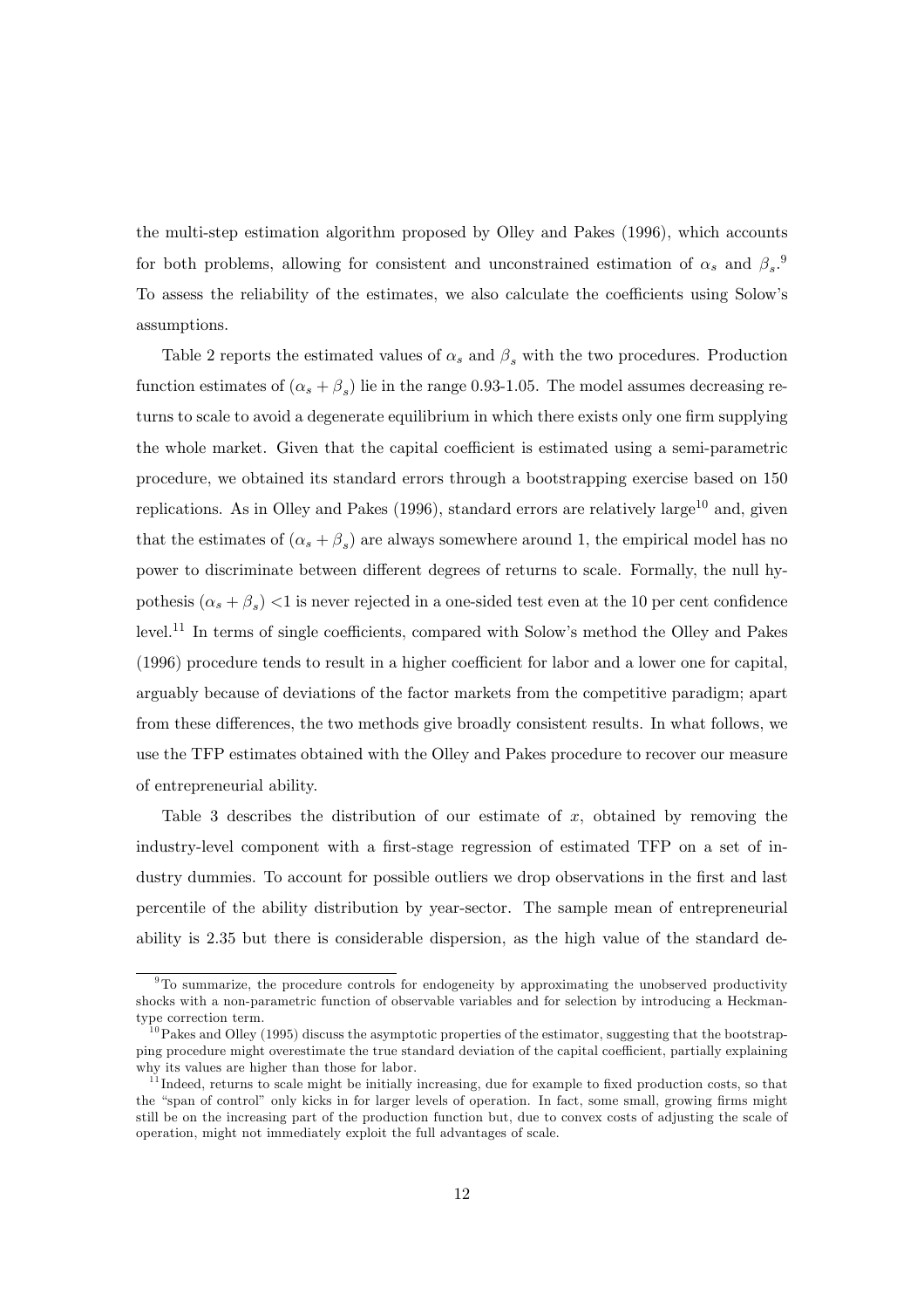the multi-step estimation algorithm proposed by Olley and Pakes (1996), which accounts for both problems, allowing for consistent and unconstrained estimation of $\alpha_s$ and $\beta_s$.[9] To assess the reliability of the estimates, we also calculate the coefficients using Solow's assumptions.

Table 2 reports the estimated values of $\alpha_s$ and $\beta_s$ with the two procedures. Production function estimates of $(\alpha_s + \beta_s)$ lie in the range 0.93-1.05. The model assumes decreasing returns to scale to avoid a degenerate equilibrium in which there exists only one firm supplying the whole market. Given that the capital coefficient is estimated using a semi-parametric procedure, we obtained its standard errors through a bootstrapping exercise based on 150 replications. As in Olley and Pakes (1996), standard errors are relatively large[10] and, given that the estimates of $(\alpha_s + \beta_s)$ are always somewhere around 1, the empirical model has no power to discriminate between different degrees of returns to scale. Formally, the null hypothesis $(\alpha_s + \beta_s) <1$ is never rejected in a one-sided test even at the 10 per cent confidence level.[11] In terms of single coefficients, compared with Solow's method the Olley and Pakes (1996) procedure tends to result in a higher coefficient for labor and a lower one for capital, arguably because of deviations of the factor markets from the competitive paradigm; apart from these differences, the two methods give broadly consistent results. In what follows, we use the TFP estimates obtained with the Olley and Pakes procedure to recover our measure of entrepreneurial ability.

Table 3 describes the distribution of our estimate of $x$, obtained by removing the industry-level component with a first-stage regression of estimated TFP on a set of industry dummies. To account for possible outliers we drop observations in the first and last percentile of the ability distribution by year-sector. The sample mean of entrepreneurial ability is 2.35 but there is considerable dispersion, as the high value of the standard de-

[9] To summarize, the procedure controls for endogeneity by approximating the unobserved productivity shocks with a non-parametric function of observable variables and for selection by introducing a Heckman-type correction term.

[10] Pakes and Olley (1995) discuss the asymptotic properties of the estimator, suggesting that the bootstrapping procedure might overestimate the true standard deviation of the capital coefficient, partially explaining why its values are higher than those for labor.

[11] Indeed, returns to scale might be initially increasing, due for example to fixed production costs, so that the "span of control" only kicks in for larger levels of operation. In fact, some small, growing firms might still be on the increasing part of the production function but, due to convex costs of adjusting the scale of operation, might not immediately exploit the full advantages of scale.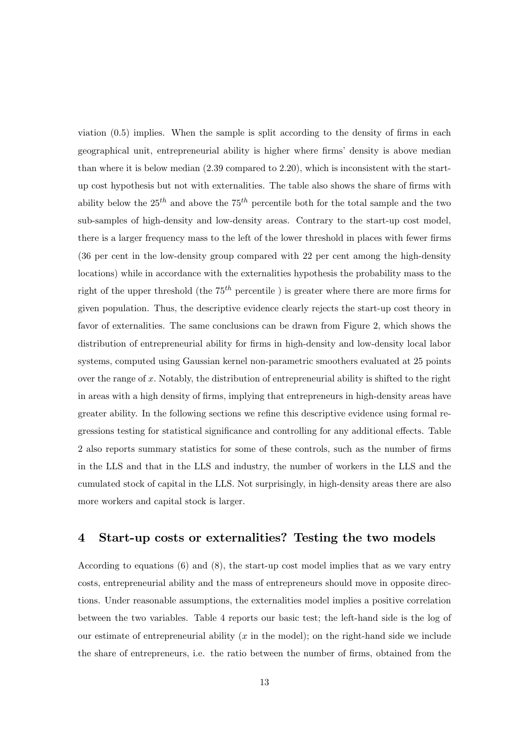viation (0.5) implies. When the sample is split according to the density of firms in each geographical unit, entrepreneurial ability is higher where firms' density is above median than where it is below median (2.39 compared to 2.20), which is inconsistent with the start-up cost hypothesis but not with externalities. The table also shows the share of firms with ability below the $25^{th}$ and above the $75^{th}$ percentile both for the total sample and the two sub-samples of high-density and low-density areas. Contrary to the start-up cost model, there is a larger frequency mass to the left of the lower threshold in places with fewer firms (36 per cent in the low-density group compared with 22 per cent among the high-density locations) while in accordance with the externalities hypothesis the probability mass to the right of the upper threshold (the $75^{th}$ percentile ) is greater where there are more firms for given population. Thus, the descriptive evidence clearly rejects the start-up cost theory in favor of externalities. The same conclusions can be drawn from Figure 2, which shows the distribution of entrepreneurial ability for firms in high-density and low-density local labor systems, computed using Gaussian kernel non-parametric smoothers evaluated at 25 points over the range of $x$. Notably, the distribution of entrepreneurial ability is shifted to the right in areas with a high density of firms, implying that entrepreneurs in high-density areas have greater ability. In the following sections we refine this descriptive evidence using formal regressions testing for statistical significance and controlling for any additional effects. Table 2 also reports summary statistics for some of these controls, such as the number of firms in the LLS and that in the LLS and industry, the number of workers in the LLS and the cumulated stock of capital in the LLS. Not surprisingly, in high-density areas there are also more workers and capital stock is larger.

## 4 Start-up costs or externalities? Testing the two models

According to equations (6) and (8), the start-up cost model implies that as we vary entry costs, entrepreneurial ability and the mass of entrepreneurs should move in opposite directions. Under reasonable assumptions, the externalities model implies a positive correlation between the two variables. Table 4 reports our basic test; the left-hand side is the log of our estimate of entrepreneurial ability ($x$ in the model); on the right-hand side we include the share of entrepreneurs, i.e. the ratio between the number of firms, obtained from the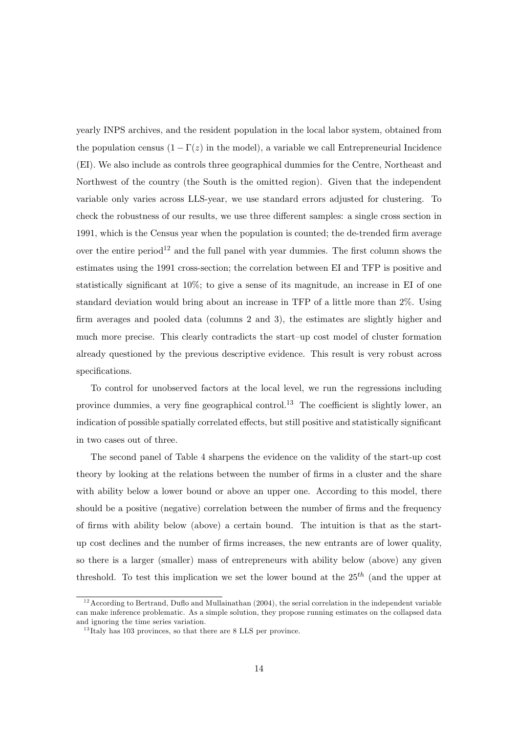yearly INPS archives, and the resident population in the local labor system, obtained from the population census ($1 - \Gamma(z)$ in the model), a variable we call Entrepreneurial Incidence (EI). We also include as controls three geographical dummies for the Centre, Northeast and Northwest of the country (the South is the omitted region). Given that the independent variable only varies across LLS-year, we use standard errors adjusted for clustering. To check the robustness of our results, we use three different samples: a single cross section in 1991, which is the Census year when the population is counted; the de-trended firm average over the entire period[12] and the full panel with year dummies. The first column shows the estimates using the 1991 cross-section; the correlation between EI and TFP is positive and statistically significant at 10%; to give a sense of its magnitude, an increase in EI of one standard deviation would bring about an increase in TFP of a little more than 2%. Using firm averages and pooled data (columns 2 and 3), the estimates are slightly higher and much more precise. This clearly contradicts the start–up cost model of cluster formation already questioned by the previous descriptive evidence. This result is very robust across specifications.

To control for unobserved factors at the local level, we run the regressions including province dummies, a very fine geographical control.[13] The coefficient is slightly lower, an indication of possible spatially correlated effects, but still positive and statistically significant in two cases out of three.

The second panel of Table 4 sharpens the evidence on the validity of the start-up cost theory by looking at the relations between the number of firms in a cluster and the share with ability below a lower bound or above an upper one. According to this model, there should be a positive (negative) correlation between the number of firms and the frequency of firms with ability below (above) a certain bound. The intuition is that as the start-up cost declines and the number of firms increases, the new entrants are of lower quality, so there is a larger (smaller) mass of entrepreneurs with ability below (above) any given threshold. To test this implication we set the lower bound at the $25^{th}$ (and the upper at

---

[12] According to Bertrand, Duflo and Mullainathan (2004), the serial correlation in the independent variable can make inference problematic. As a simple solution, they propose running estimates on the collapsed data and ignoring the time series variation.

[13] Italy has 103 provinces, so that there are 8 LLS per province.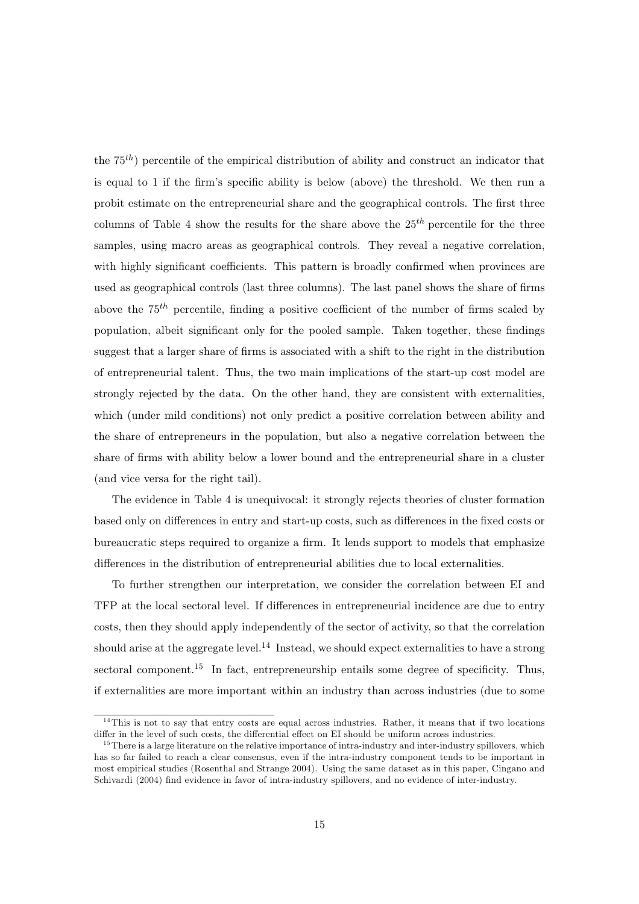the $75^{th}$) percentile of the empirical distribution of ability and construct an indicator that is equal to 1 if the firm's specific ability is below (above) the threshold. We then run a probit estimate on the entrepreneurial share and the geographical controls. The first three columns of Table 4 show the results for the share above the $25^{th}$ percentile for the three samples, using macro areas as geographical controls. They reveal a negative correlation, with highly significant coefficients. This pattern is broadly confirmed when provinces are used as geographical controls (last three columns). The last panel shows the share of firms above the $75^{th}$ percentile, finding a positive coefficient of the number of firms scaled by population, albeit significant only for the pooled sample. Taken together, these findings suggest that a larger share of firms is associated with a shift to the right in the distribution of entrepreneurial talent. Thus, the two main implications of the start-up cost model are strongly rejected by the data. On the other hand, they are consistent with externalities, which (under mild conditions) not only predict a positive correlation between ability and the share of entrepreneurs in the population, but also a negative correlation between the share of firms with ability below a lower bound and the entrepreneurial share in a cluster (and vice versa for the right tail).

The evidence in Table 4 is unequivocal: it strongly rejects theories of cluster formation based only on differences in entry and start-up costs, such as differences in the fixed costs or bureaucratic steps required to organize a firm. It lends support to models that emphasize differences in the distribution of entrepreneurial abilities due to local externalities.

To further strengthen our interpretation, we consider the correlation between EI and TFP at the local sectoral level. If differences in entrepreneurial incidence are due to entry costs, then they should apply independently of the sector of activity, so that the correlation should arise at the aggregate level.[14] Instead, we should expect externalities to have a strong sectoral component.[15] In fact, entrepreneurship entails some degree of specificity. Thus, if externalities are more important within an industry than across industries (due to some

[14] This is not to say that entry costs are equal across industries. Rather, it means that if two locations differ in the level of such costs, the differential effect on EI should be uniform across industries.

[15] There is a large literature on the relative importance of intra-industry and inter-industry spillovers, which has so far failed to reach a clear consensus, even if the intra-industry component tends to be important in most empirical studies (Rosenthal and Strange 2004). Using the same dataset as in this paper, Cingano and Schivardi (2004) find evidence in favor of intra-industry spillovers, and no evidence of inter-industry.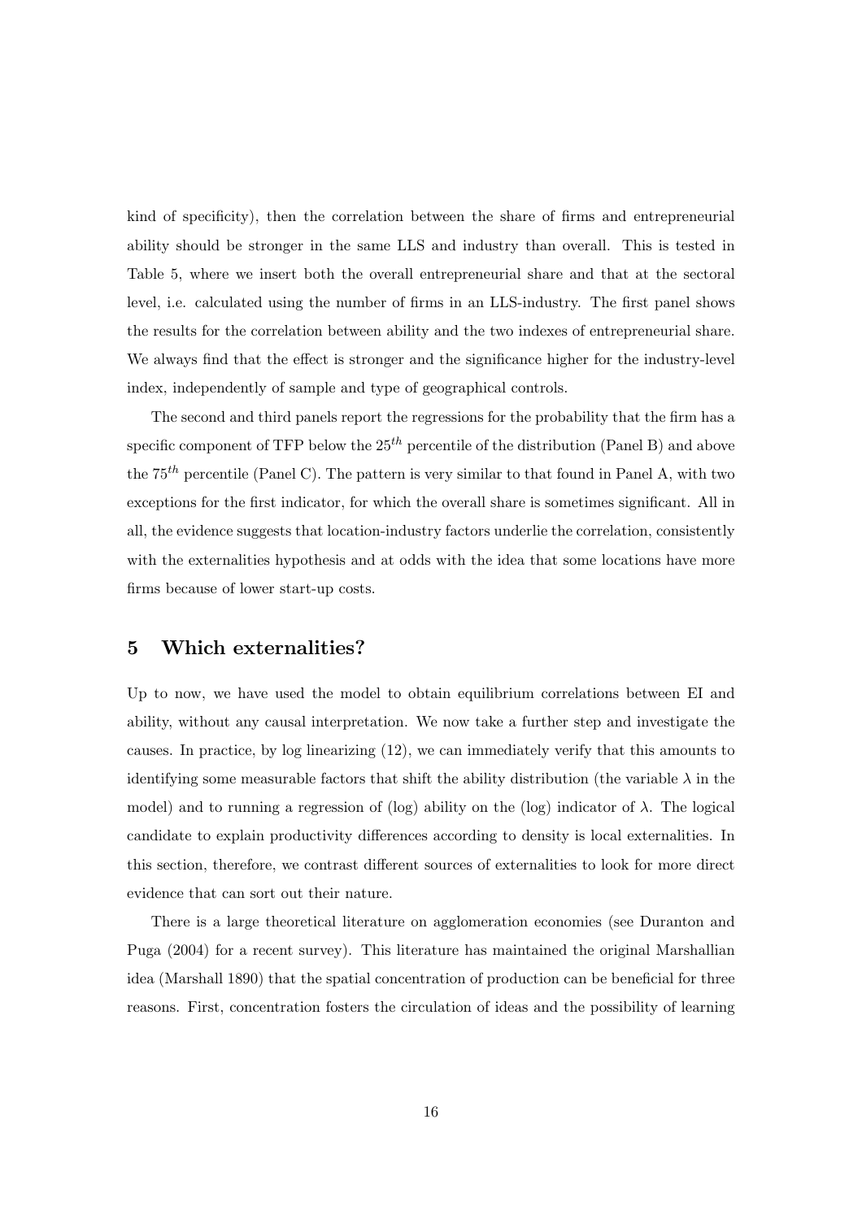kind of specificity), then the correlation between the share of firms and entrepreneurial ability should be stronger in the same LLS and industry than overall. This is tested in Table 5, where we insert both the overall entrepreneurial share and that at the sectoral level, i.e. calculated using the number of firms in an LLS-industry. The first panel shows the results for the correlation between ability and the two indexes of entrepreneurial share. We always find that the effect is stronger and the significance higher for the industry-level index, independently of sample and type of geographical controls.

The second and third panels report the regressions for the probability that the firm has a specific component of TFP below the $25^{th}$ percentile of the distribution (Panel B) and above the $75^{th}$ percentile (Panel C). The pattern is very similar to that found in Panel A, with two exceptions for the first indicator, for which the overall share is sometimes significant. All in all, the evidence suggests that location-industry factors underlie the correlation, consistently with the externalities hypothesis and at odds with the idea that some locations have more firms because of lower start-up costs.

## 5 Which externalities?

Up to now, we have used the model to obtain equilibrium correlations between EI and ability, without any causal interpretation. We now take a further step and investigate the causes. In practice, by log linearizing (12), we can immediately verify that this amounts to identifying some measurable factors that shift the ability distribution (the variable $\lambda$ in the model) and to running a regression of (log) ability on the (log) indicator of $\lambda$. The logical candidate to explain productivity differences according to density is local externalities. In this section, therefore, we contrast different sources of externalities to look for more direct evidence that can sort out their nature.

There is a large theoretical literature on agglomeration economies (see Duranton and Puga (2004) for a recent survey). This literature has maintained the original Marshallian idea (Marshall 1890) that the spatial concentration of production can be beneficial for three reasons. First, concentration fosters the circulation of ideas and the possibility of learning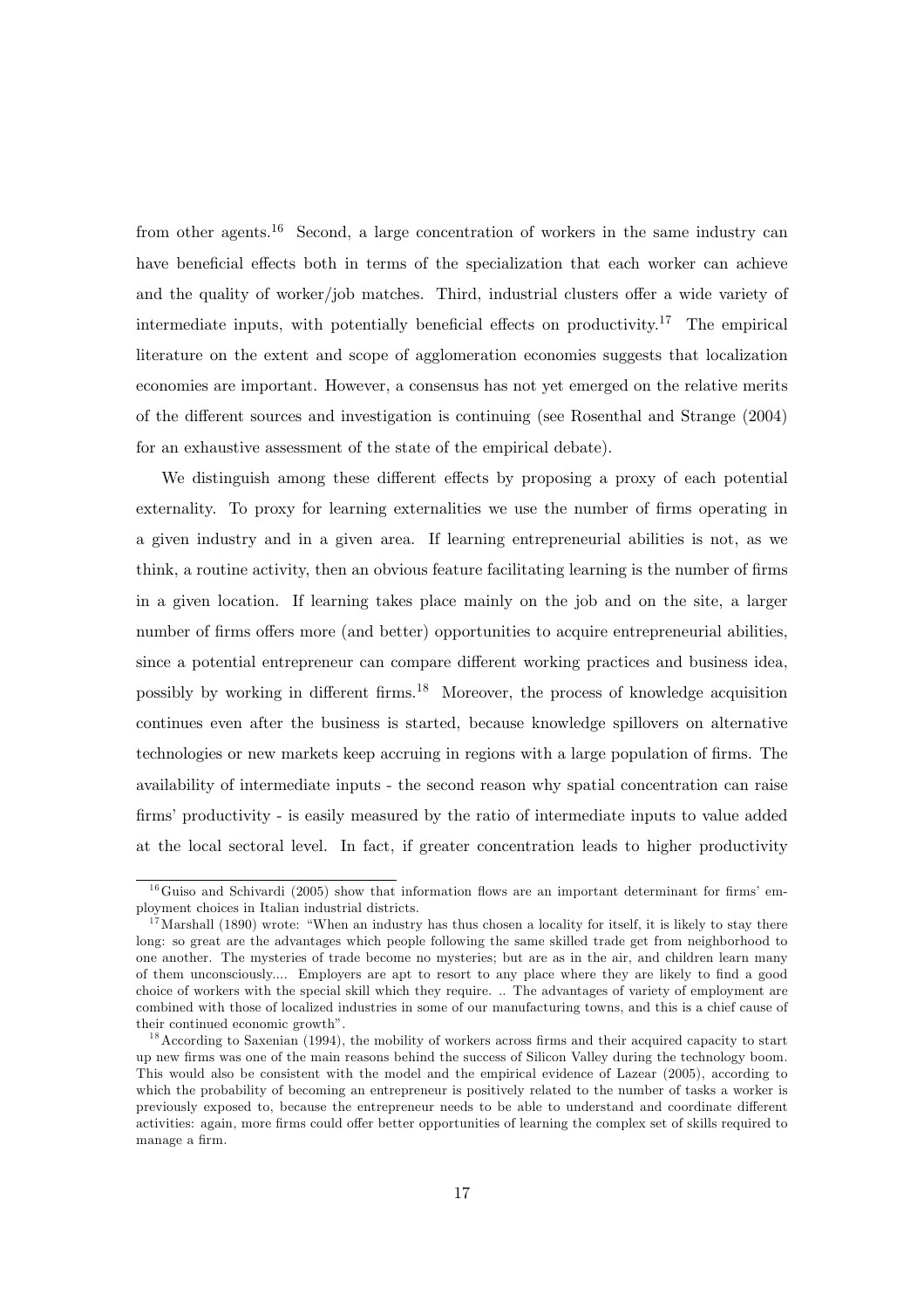from other agents.[16] Second, a large concentration of workers in the same industry can have beneficial effects both in terms of the specialization that each worker can achieve and the quality of worker/job matches. Third, industrial clusters offer a wide variety of intermediate inputs, with potentially beneficial effects on productivity.[17] The empirical literature on the extent and scope of agglomeration economies suggests that localization economies are important. However, a consensus has not yet emerged on the relative merits of the different sources and investigation is continuing (see Rosenthal and Strange (2004) for an exhaustive assessment of the state of the empirical debate).

We distinguish among these different effects by proposing a proxy of each potential externality. To proxy for learning externalities we use the number of firms operating in a given industry and in a given area. If learning entrepreneurial abilities is not, as we think, a routine activity, then an obvious feature facilitating learning is the number of firms in a given location. If learning takes place mainly on the job and on the site, a larger number of firms offers more (and better) opportunities to acquire entrepreneurial abilities, since a potential entrepreneur can compare different working practices and business idea, possibly by working in different firms.[18] Moreover, the process of knowledge acquisition continues even after the business is started, because knowledge spillovers on alternative technologies or new markets keep accruing in regions with a large population of firms. The availability of intermediate inputs - the second reason why spatial concentration can raise firms' productivity - is easily measured by the ratio of intermediate inputs to value added at the local sectoral level. In fact, if greater concentration leads to higher productivity

[16] Guiso and Schivardi (2005) show that information flows are an important determinant for firms' employment choices in Italian industrial districts.

[17] Marshall (1890) wrote: "When an industry has thus chosen a locality for itself, it is likely to stay there long: so great are the advantages which people following the same skilled trade get from neighborhood to one another. The mysteries of trade become no mysteries; but are as in the air, and children learn many of them unconsciously.... Employers are apt to resort to any place where they are likely to find a good choice of workers with the special skill which they require. .. The advantages of variety of employment are combined with those of localized industries in some of our manufacturing towns, and this is a chief cause of their continued economic growth".

[18] According to Saxenian (1994), the mobility of workers across firms and their acquired capacity to start up new firms was one of the main reasons behind the success of Silicon Valley during the technology boom. This would also be consistent with the model and the empirical evidence of Lazear (2005), according to which the probability of becoming an entrepreneur is positively related to the number of tasks a worker is previously exposed to, because the entrepreneur needs to be able to understand and coordinate different activities: again, more firms could offer better opportunities of learning the complex set of skills required to manage a firm.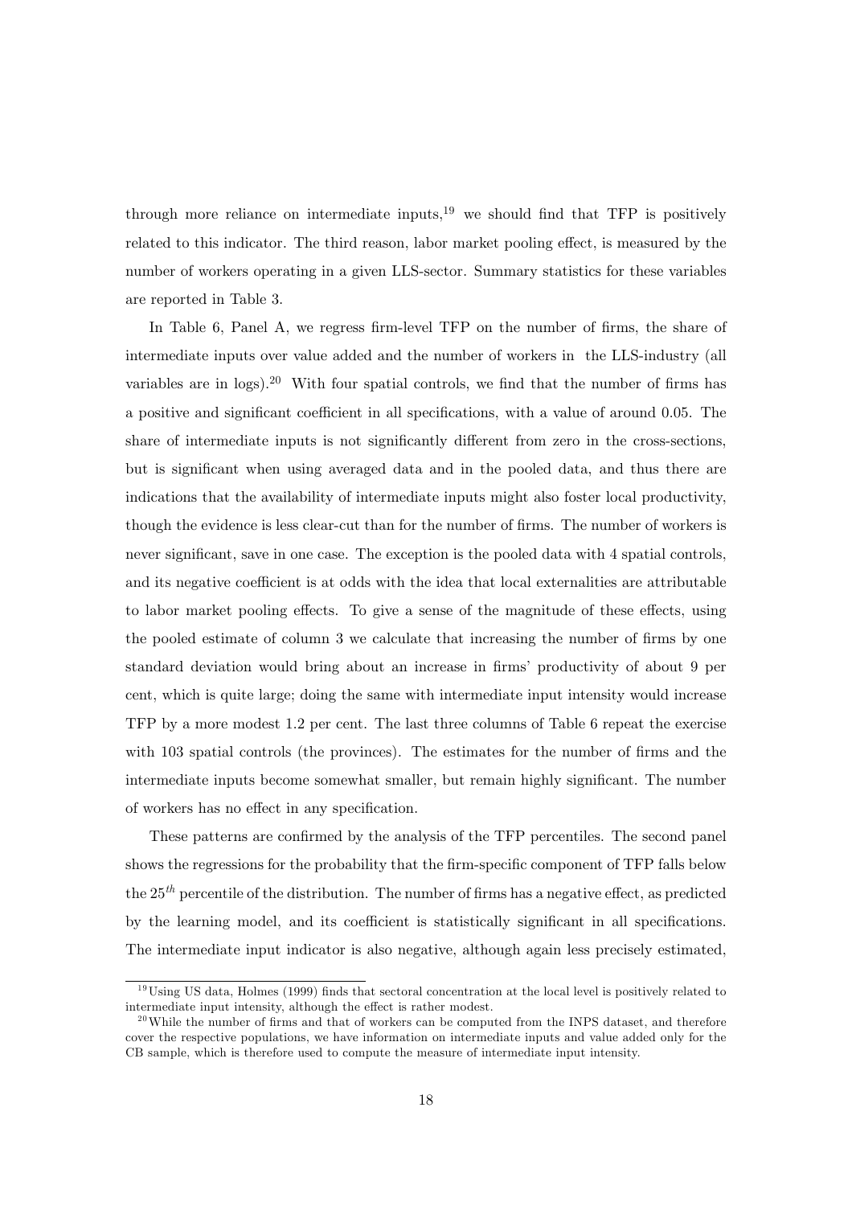through more reliance on intermediate inputs,[19] we should find that TFP is positively related to this indicator. The third reason, labor market pooling effect, is measured by the number of workers operating in a given LLS-sector. Summary statistics for these variables are reported in Table 3.

In Table 6, Panel A, we regress firm-level TFP on the number of firms, the share of intermediate inputs over value added and the number of workers in the LLS-industry (all variables are in logs).[20] With four spatial controls, we find that the number of firms has a positive and significant coefficient in all specifications, with a value of around 0.05. The share of intermediate inputs is not significantly different from zero in the cross-sections, but is significant when using averaged data and in the pooled data, and thus there are indications that the availability of intermediate inputs might also foster local productivity, though the evidence is less clear-cut than for the number of firms. The number of workers is never significant, save in one case. The exception is the pooled data with 4 spatial controls, and its negative coefficient is at odds with the idea that local externalities are attributable to labor market pooling effects. To give a sense of the magnitude of these effects, using the pooled estimate of column 3 we calculate that increasing the number of firms by one standard deviation would bring about an increase in firms' productivity of about 9 per cent, which is quite large; doing the same with intermediate input intensity would increase TFP by a more modest 1.2 per cent. The last three columns of Table 6 repeat the exercise with 103 spatial controls (the provinces). The estimates for the number of firms and the intermediate inputs become somewhat smaller, but remain highly significant. The number of workers has no effect in any specification.

These patterns are confirmed by the analysis of the TFP percentiles. The second panel shows the regressions for the probability that the firm-specific component of TFP falls below the $25^{th}$ percentile of the distribution. The number of firms has a negative effect, as predicted by the learning model, and its coefficient is statistically significant in all specifications. The intermediate input indicator is also negative, although again less precisely estimated,

[19] Using US data, Holmes (1999) finds that sectoral concentration at the local level is positively related to intermediate input intensity, although the effect is rather modest.

[20] While the number of firms and that of workers can be computed from the INPS dataset, and therefore cover the respective populations, we have information on intermediate inputs and value added only for the CB sample, which is therefore used to compute the measure of intermediate input intensity.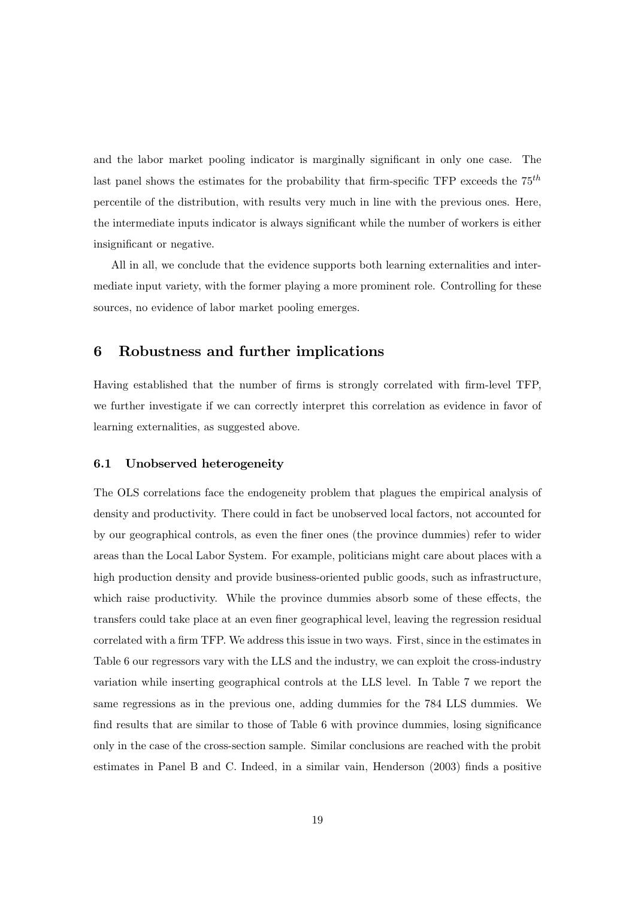and the labor market pooling indicator is marginally significant in only one case. The last panel shows the estimates for the probability that firm-specific TFP exceeds the $75^{th}$ percentile of the distribution, with results very much in line with the previous ones. Here, the intermediate inputs indicator is always significant while the number of workers is either insignificant or negative.

All in all, we conclude that the evidence supports both learning externalities and intermediate input variety, with the former playing a more prominent role. Controlling for these sources, no evidence of labor market pooling emerges.

## 6 Robustness and further implications

Having established that the number of firms is strongly correlated with firm-level TFP, we further investigate if we can correctly interpret this correlation as evidence in favor of learning externalities, as suggested above.

### 6.1 Unobserved heterogeneity

The OLS correlations face the endogeneity problem that plagues the empirical analysis of density and productivity. There could in fact be unobserved local factors, not accounted for by our geographical controls, as even the finer ones (the province dummies) refer to wider areas than the Local Labor System. For example, politicians might care about places with a high production density and provide business-oriented public goods, such as infrastructure, which raise productivity. While the province dummies absorb some of these effects, the transfers could take place at an even finer geographical level, leaving the regression residual correlated with a firm TFP. We address this issue in two ways. First, since in the estimates in Table 6 our regressors vary with the LLS and the industry, we can exploit the cross-industry variation while inserting geographical controls at the LLS level. In Table 7 we report the same regressions as in the previous one, adding dummies for the 784 LLS dummies. We find results that are similar to those of Table 6 with province dummies, losing significance only in the case of the cross-section sample. Similar conclusions are reached with the probit estimates in Panel B and C. Indeed, in a similar vain, Henderson (2003) finds a positive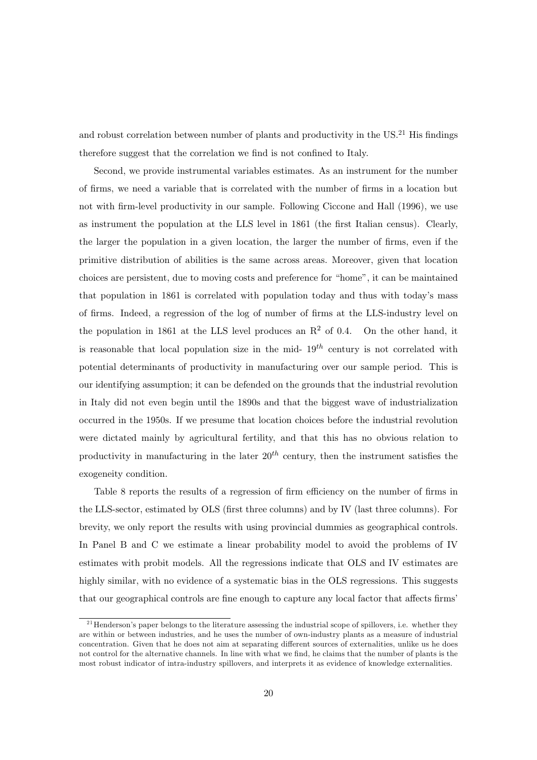and robust correlation between number of plants and productivity in the US.[21] His findings therefore suggest that the correlation we find is not confined to Italy.

Second, we provide instrumental variables estimates. As an instrument for the number of firms, we need a variable that is correlated with the number of firms in a location but not with firm-level productivity in our sample. Following Ciccone and Hall (1996), we use as instrument the population at the LLS level in 1861 (the first Italian census). Clearly, the larger the population in a given location, the larger the number of firms, even if the primitive distribution of abilities is the same across areas. Moreover, given that location choices are persistent, due to moving costs and preference for "home", it can be maintained that population in 1861 is correlated with population today and thus with today's mass of firms. Indeed, a regression of the log of number of firms at the LLS-industry level on the population in 1861 at the LLS level produces an $R^2$ of 0.4. On the other hand, it is reasonable that local population size in the mid- $19^{th}$ century is not correlated with potential determinants of productivity in manufacturing over our sample period. This is our identifying assumption; it can be defended on the grounds that the industrial revolution in Italy did not even begin until the 1890s and that the biggest wave of industrialization occurred in the 1950s. If we presume that location choices before the industrial revolution were dictated mainly by agricultural fertility, and that this has no obvious relation to productivity in manufacturing in the later $20^{th}$ century, then the instrument satisfies the exogeneity condition.

Table 8 reports the results of a regression of firm efficiency on the number of firms in the LLS-sector, estimated by OLS (first three columns) and by IV (last three columns). For brevity, we only report the results with using provincial dummies as geographical controls. In Panel B and C we estimate a linear probability model to avoid the problems of IV estimates with probit models. All the regressions indicate that OLS and IV estimates are highly similar, with no evidence of a systematic bias in the OLS regressions. This suggests that our geographical controls are fine enough to capture any local factor that affects firms'

[21] Henderson's paper belongs to the literature assessing the industrial scope of spillovers, i.e. whether they are within or between industries, and he uses the number of own-industry plants as a measure of industrial concentration. Given that he does not aim at separating different sources of externalities, unlike us he does not control for the alternative channels. In line with what we find, he claims that the number of plants is the most robust indicator of intra-industry spillovers, and interprets it as evidence of knowledge externalities.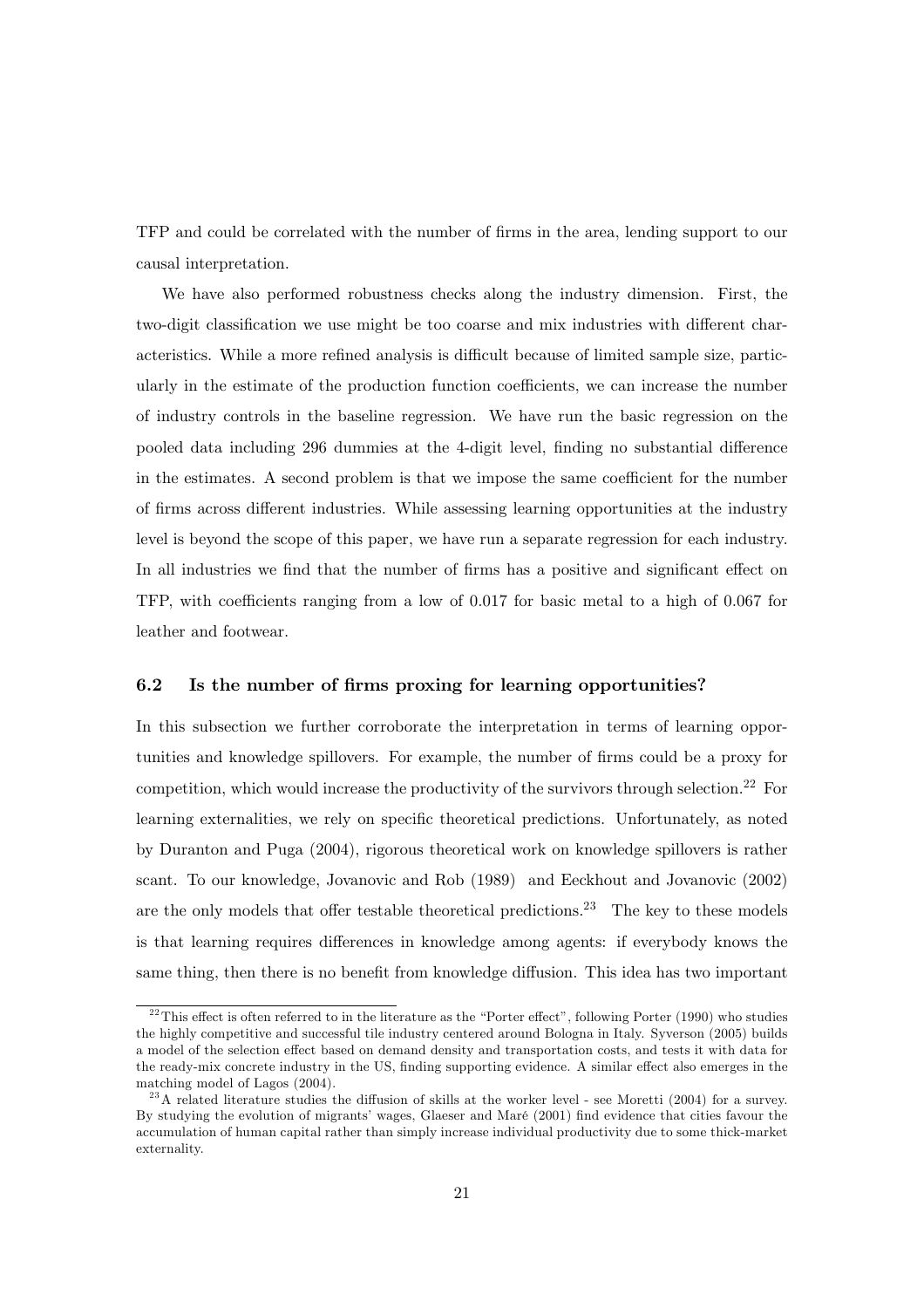TFP and could be correlated with the number of firms in the area, lending support to our causal interpretation.

We have also performed robustness checks along the industry dimension. First, the two-digit classification we use might be too coarse and mix industries with different characteristics. While a more refined analysis is difficult because of limited sample size, particularly in the estimate of the production function coefficients, we can increase the number of industry controls in the baseline regression. We have run the basic regression on the pooled data including 296 dummies at the 4-digit level, finding no substantial difference in the estimates. A second problem is that we impose the same coefficient for the number of firms across different industries. While assessing learning opportunities at the industry level is beyond the scope of this paper, we have run a separate regression for each industry. In all industries we find that the number of firms has a positive and significant effect on TFP, with coefficients ranging from a low of 0.017 for basic metal to a high of 0.067 for leather and footwear.

### 6.2 Is the number of firms proxing for learning opportunities?

In this subsection we further corroborate the interpretation in terms of learning opportunities and knowledge spillovers. For example, the number of firms could be a proxy for competition, which would increase the productivity of the survivors through selection.[22] For learning externalities, we rely on specific theoretical predictions. Unfortunately, as noted by Duranton and Puga (2004), rigorous theoretical work on knowledge spillovers is rather scant. To our knowledge, Jovanovic and Rob (1989) and Eeckhout and Jovanovic (2002) are the only models that offer testable theoretical predictions.[23] The key to these models is that learning requires differences in knowledge among agents: if everybody knows the same thing, then there is no benefit from knowledge diffusion. This idea has two important

[22] This effect is often referred to in the literature as the "Porter effect", following Porter (1990) who studies the highly competitive and successful tile industry centered around Bologna in Italy. Syverson (2005) builds a model of the selection effect based on demand density and transportation costs, and tests it with data for the ready-mix concrete industry in the US, finding supporting evidence. A similar effect also emerges in the matching model of Lagos (2004).

[23] A related literature studies the diffusion of skills at the worker level - see Moretti (2004) for a survey. By studying the evolution of migrants' wages, Glaeser and Maré (2001) find evidence that cities favour the accumulation of human capital rather than simply increase individual productivity due to some thick-market externality.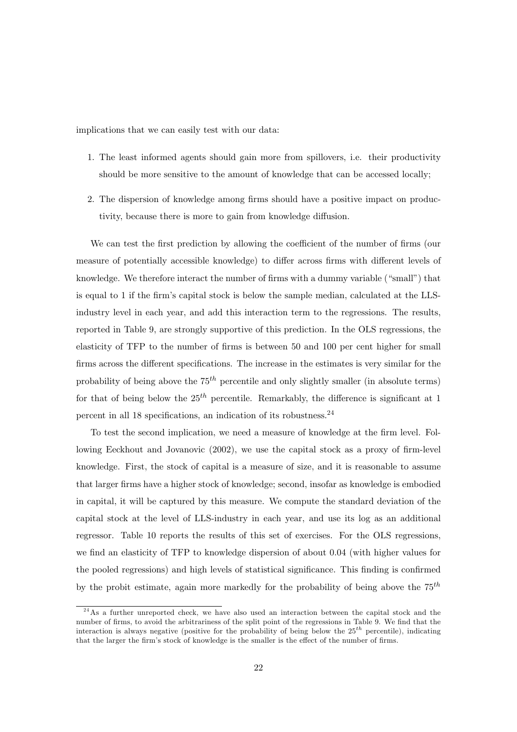implications that we can easily test with our data:

1. The least informed agents should gain more from spillovers, i.e. their productivity should be more sensitive to the amount of knowledge that can be accessed locally;

2. The dispersion of knowledge among firms should have a positive impact on productivity, because there is more to gain from knowledge diffusion.

We can test the first prediction by allowing the coefficient of the number of firms (our measure of potentially accessible knowledge) to differ across firms with different levels of knowledge. We therefore interact the number of firms with a dummy variable ("small") that is equal to 1 if the firm's capital stock is below the sample median, calculated at the LLS-industry level in each year, and add this interaction term to the regressions. The results, reported in Table 9, are strongly supportive of this prediction. In the OLS regressions, the elasticity of TFP to the number of firms is between 50 and 100 per cent higher for small firms across the different specifications. The increase in the estimates is very similar for the probability of being above the $75^{th}$ percentile and only slightly smaller (in absolute terms) for that of being below the $25^{th}$ percentile. Remarkably, the difference is significant at 1 percent in all 18 specifications, an indication of its robustness.[24]

To test the second implication, we need a measure of knowledge at the firm level. Following Eeckhout and Jovanovic (2002), we use the capital stock as a proxy of firm-level knowledge. First, the stock of capital is a measure of size, and it is reasonable to assume that larger firms have a higher stock of knowledge; second, insofar as knowledge is embodied in capital, it will be captured by this measure. We compute the standard deviation of the capital stock at the level of LLS-industry in each year, and use its log as an additional regressor. Table 10 reports the results of this set of exercises. For the OLS regressions, we find an elasticity of TFP to knowledge dispersion of about 0.04 (with higher values for the pooled regressions) and high levels of statistical significance. This finding is confirmed by the probit estimate, again more markedly for the probability of being above the $75^{th}$

[24] As a further unreported check, we have also used an interaction between the capital stock and the number of firms, to avoid the arbitrariness of the split point of the regressions in Table 9. We find that the interaction is always negative (positive for the probability of being below the $25^{th}$ percentile), indicating that the larger the firm's stock of knowledge is the smaller is the effect of the number of firms.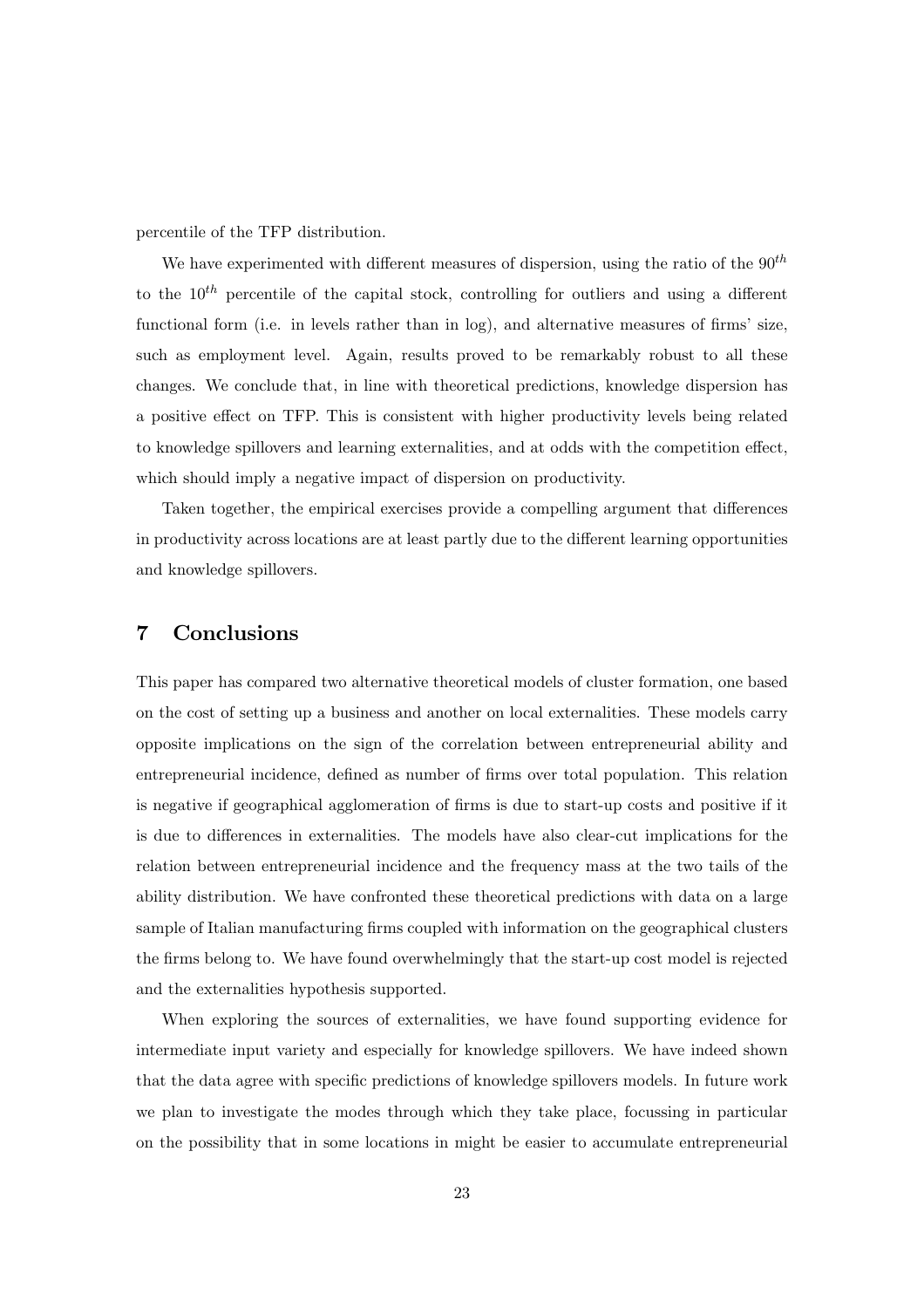percentile of the TFP distribution.

We have experimented with different measures of dispersion, using the ratio of the $90^{th}$ to the $10^{th}$ percentile of the capital stock, controlling for outliers and using a different functional form (i.e. in levels rather than in log), and alternative measures of firms' size, such as employment level. Again, results proved to be remarkably robust to all these changes. We conclude that, in line with theoretical predictions, knowledge dispersion has a positive effect on TFP. This is consistent with higher productivity levels being related to knowledge spillovers and learning externalities, and at odds with the competition effect, which should imply a negative impact of dispersion on productivity.

Taken together, the empirical exercises provide a compelling argument that differences in productivity across locations are at least partly due to the different learning opportunities and knowledge spillovers.

## 7 Conclusions

This paper has compared two alternative theoretical models of cluster formation, one based on the cost of setting up a business and another on local externalities. These models carry opposite implications on the sign of the correlation between entrepreneurial ability and entrepreneurial incidence, defined as number of firms over total population. This relation is negative if geographical agglomeration of firms is due to start-up costs and positive if it is due to differences in externalities. The models have also clear-cut implications for the relation between entrepreneurial incidence and the frequency mass at the two tails of the ability distribution. We have confronted these theoretical predictions with data on a large sample of Italian manufacturing firms coupled with information on the geographical clusters the firms belong to. We have found overwhelmingly that the start-up cost model is rejected and the externalities hypothesis supported.

When exploring the sources of externalities, we have found supporting evidence for intermediate input variety and especially for knowledge spillovers. We have indeed shown that the data agree with specific predictions of knowledge spillovers models. In future work we plan to investigate the modes through which they take place, focussing in particular on the possibility that in some locations in might be easier to accumulate entrepreneurial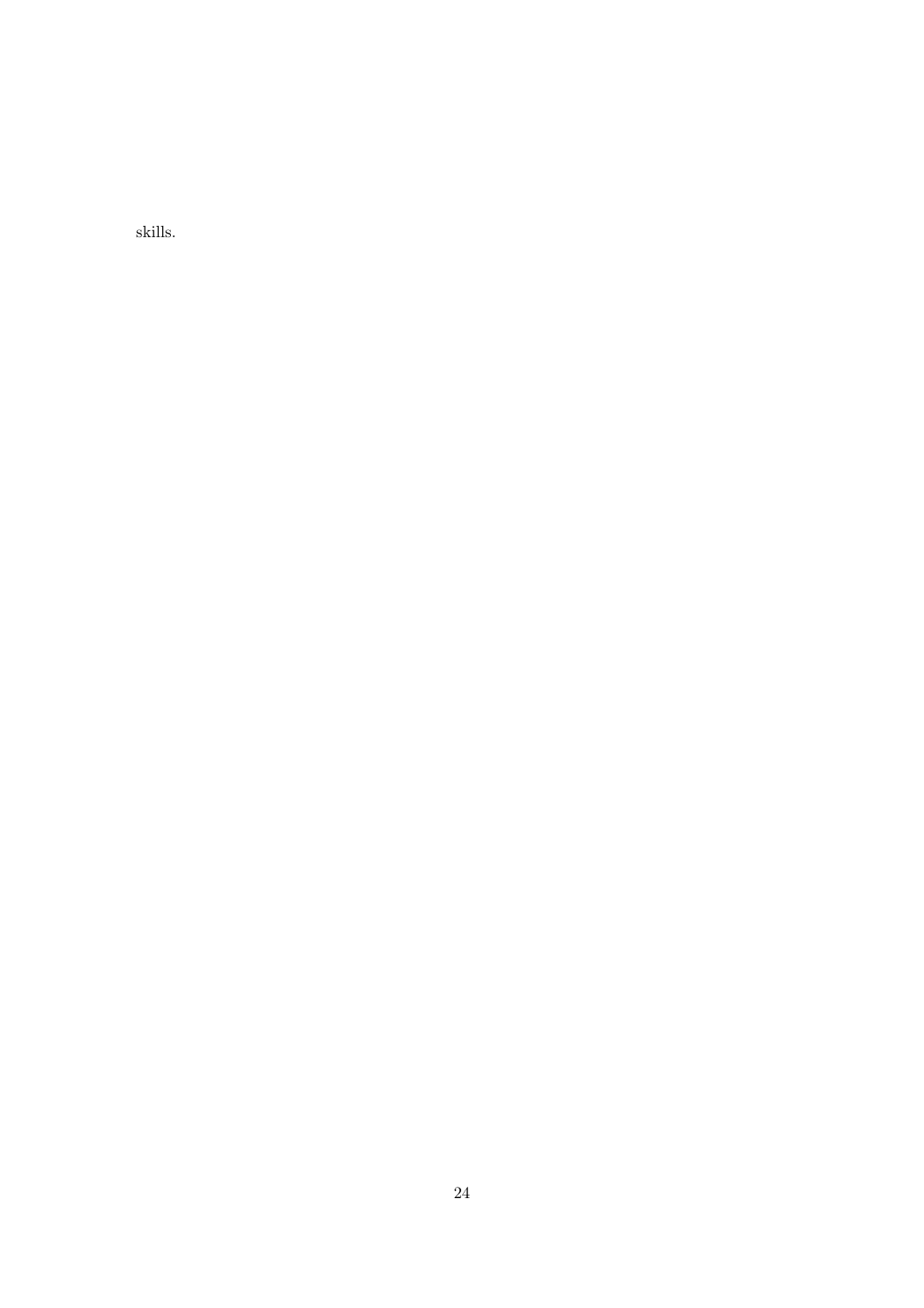skills.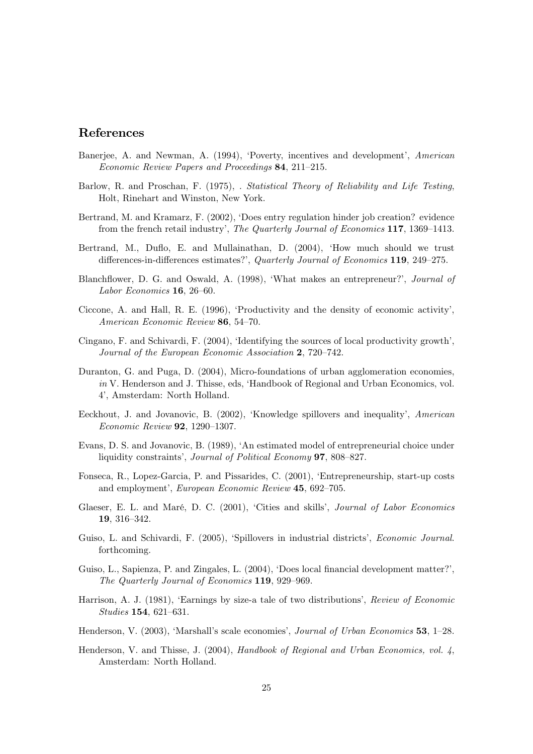## References

Banerjee, A. and Newman, A. (1994), 'Poverty, incentives and development', *American Economic Review Papers and Proceedings* **84**, 211–215.

Barlow, R. and Proschan, F. (1975), *. Statistical Theory of Reliability and Life Testing*, Holt, Rinehart and Winston, New York.

Bertrand, M. and Kramarz, F. (2002), 'Does entry regulation hinder job creation? evidence from the french retail industry', *The Quarterly Journal of Economics* **117**, 1369–1413.

Bertrand, M., Duflo, E. and Mullainathan, D. (2004), 'How much should we trust differences-in-differences estimates?', *Quarterly Journal of Economics* **119**, 249–275.

Blanchflower, D. G. and Oswald, A. (1998), 'What makes an entrepreneur?', *Journal of Labor Economics* **16**, 26–60.

Ciccone, A. and Hall, R. E. (1996), 'Productivity and the density of economic activity', *American Economic Review* **86**, 54–70.

Cingano, F. and Schivardi, F. (2004), 'Identifying the sources of local productivity growth', *Journal of the European Economic Association* **2**, 720–742.

Duranton, G. and Puga, D. (2004), Micro-foundations of urban agglomeration economies, *in* V. Henderson and J. Thisse, eds, 'Handbook of Regional and Urban Economics, vol. 4', Amsterdam: North Holland.

Eeckhout, J. and Jovanovic, B. (2002), 'Knowledge spillovers and inequality', *American Economic Review* **92**, 1290–1307.

Evans, D. S. and Jovanovic, B. (1989), 'An estimated model of entrepreneurial choice under liquidity constraints', *Journal of Political Economy* **97**, 808–827.

Fonseca, R., Lopez-Garcia, P. and Pissarides, C. (2001), 'Entrepreneurship, start-up costs and employment', *European Economic Review* **45**, 692–705.

Glaeser, E. L. and Maré, D. C. (2001), 'Cities and skills', *Journal of Labor Economics* **19**, 316–342.

Guiso, L. and Schivardi, F. (2005), 'Spillovers in industrial districts', *Economic Journal*. forthcoming.

Guiso, L., Sapienza, P. and Zingales, L. (2004), 'Does local financial development matter?', *The Quarterly Journal of Economics* **119**, 929–969.

Harrison, A. J. (1981), 'Earnings by size-a tale of two distributions', *Review of Economic Studies* **154**, 621–631.

Henderson, V. (2003), 'Marshall's scale economies', *Journal of Urban Economics* **53**, 1–28.

Henderson, V. and Thisse, J. (2004), *Handbook of Regional and Urban Economics, vol. 4*, Amsterdam: North Holland.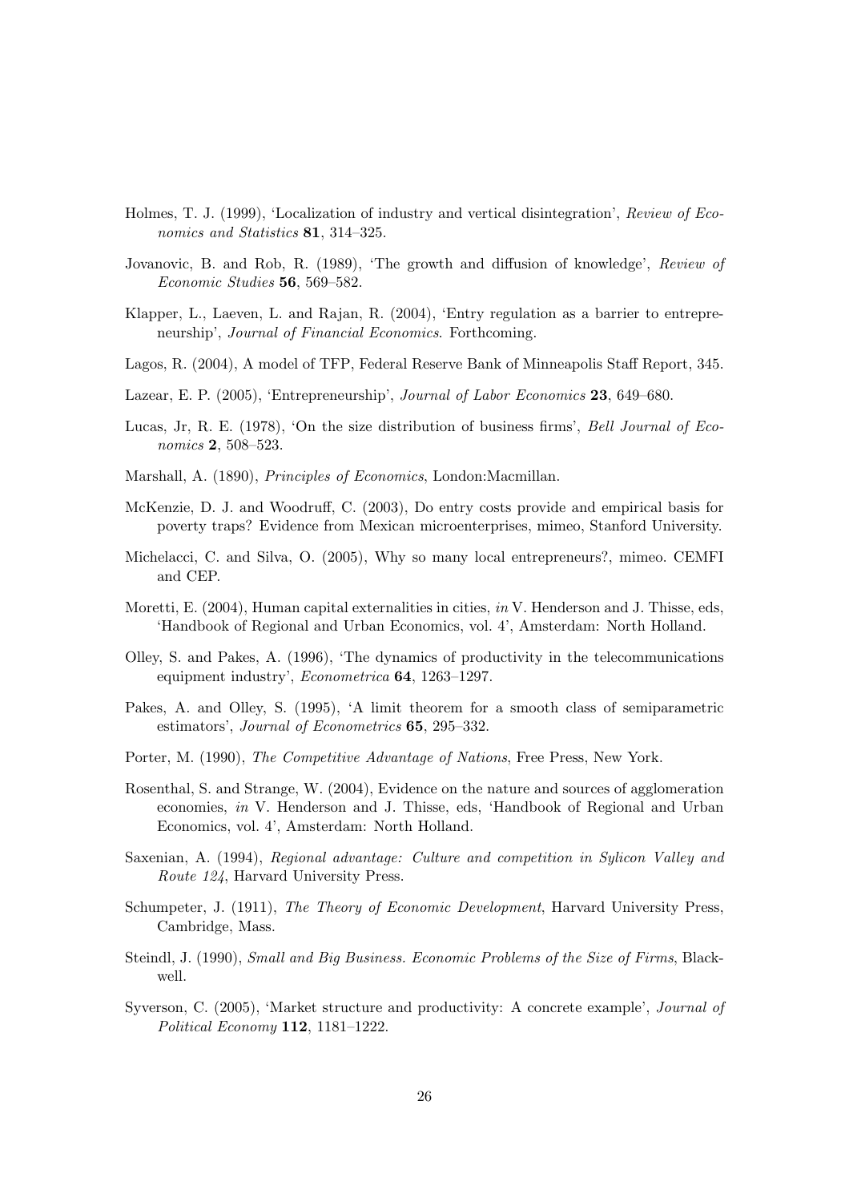Holmes, T. J. (1999), 'Localization of industry and vertical disintegration', *Review of Economics and Statistics* **81**, 314–325.

Jovanovic, B. and Rob, R. (1989), 'The growth and diffusion of knowledge', *Review of Economic Studies* **56**, 569–582.

Klapper, L., Laeven, L. and Rajan, R. (2004), 'Entry regulation as a barrier to entrepreneurship', *Journal of Financial Economics*. Forthcoming.

Lagos, R. (2004), A model of TFP, Federal Reserve Bank of Minneapolis Staff Report, 345.

Lazear, E. P. (2005), 'Entrepreneurship', *Journal of Labor Economics* **23**, 649–680.

Lucas, Jr, R. E. (1978), 'On the size distribution of business firms', *Bell Journal of Economics* **2**, 508–523.

Marshall, A. (1890), *Principles of Economics*, London:Macmillan.

McKenzie, D. J. and Woodruff, C. (2003), Do entry costs provide and empirical basis for poverty traps? Evidence from Mexican microenterprises, mimeo, Stanford University.

Michelacci, C. and Silva, O. (2005), Why so many local entrepreneurs?, mimeo. CEMFI and CEP.

Moretti, E. (2004), Human capital externalities in cities, *in* V. Henderson and J. Thisse, eds, 'Handbook of Regional and Urban Economics, vol. 4', Amsterdam: North Holland.

Olley, S. and Pakes, A. (1996), 'The dynamics of productivity in the telecommunications equipment industry', *Econometrica* **64**, 1263–1297.

Pakes, A. and Olley, S. (1995), 'A limit theorem for a smooth class of semiparametric estimators', *Journal of Econometrics* **65**, 295–332.

Porter, M. (1990), *The Competitive Advantage of Nations*, Free Press, New York.

Rosenthal, S. and Strange, W. (2004), Evidence on the nature and sources of agglomeration economies, *in* V. Henderson and J. Thisse, eds, 'Handbook of Regional and Urban Economics, vol. 4', Amsterdam: North Holland.

Saxenian, A. (1994), *Regional advantage: Culture and competition in Sylicon Valley and Route 124*, Harvard University Press.

Schumpeter, J. (1911), *The Theory of Economic Development*, Harvard University Press, Cambridge, Mass.

Steindl, J. (1990), *Small and Big Business. Economic Problems of the Size of Firms*, Blackwell.

Syverson, C. (2005), 'Market structure and productivity: A concrete example', *Journal of Political Economy* **112**, 1181–1222.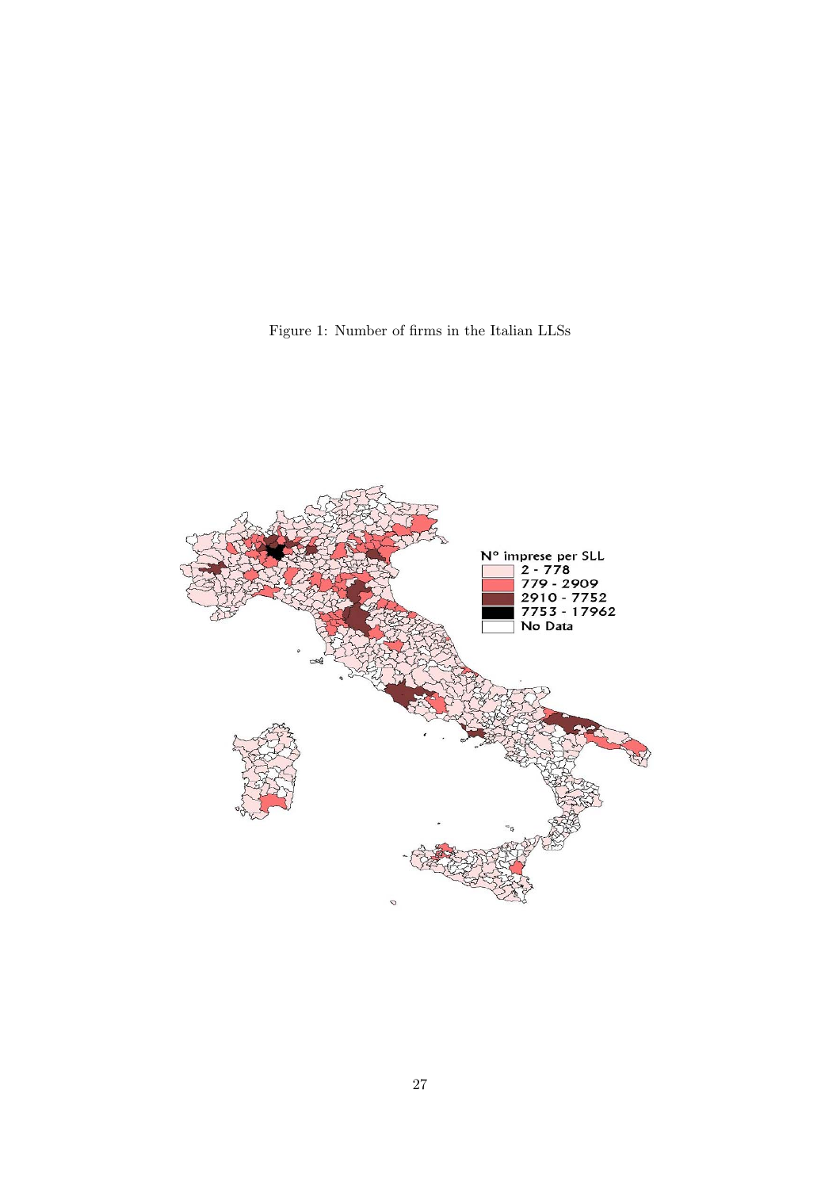Figure 1: Number of firms in the Italian LLSs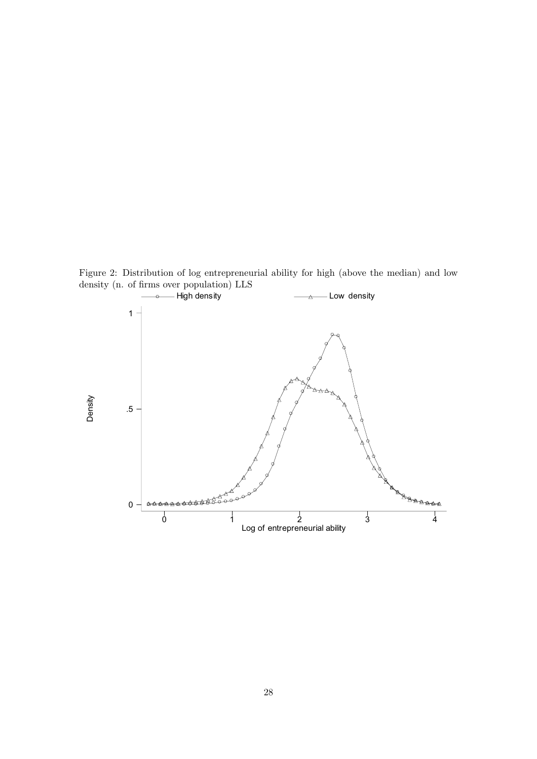Figure 2: Distribution of log entrepreneurial ability for high (above the median) and low density (n. of firms over population) LLS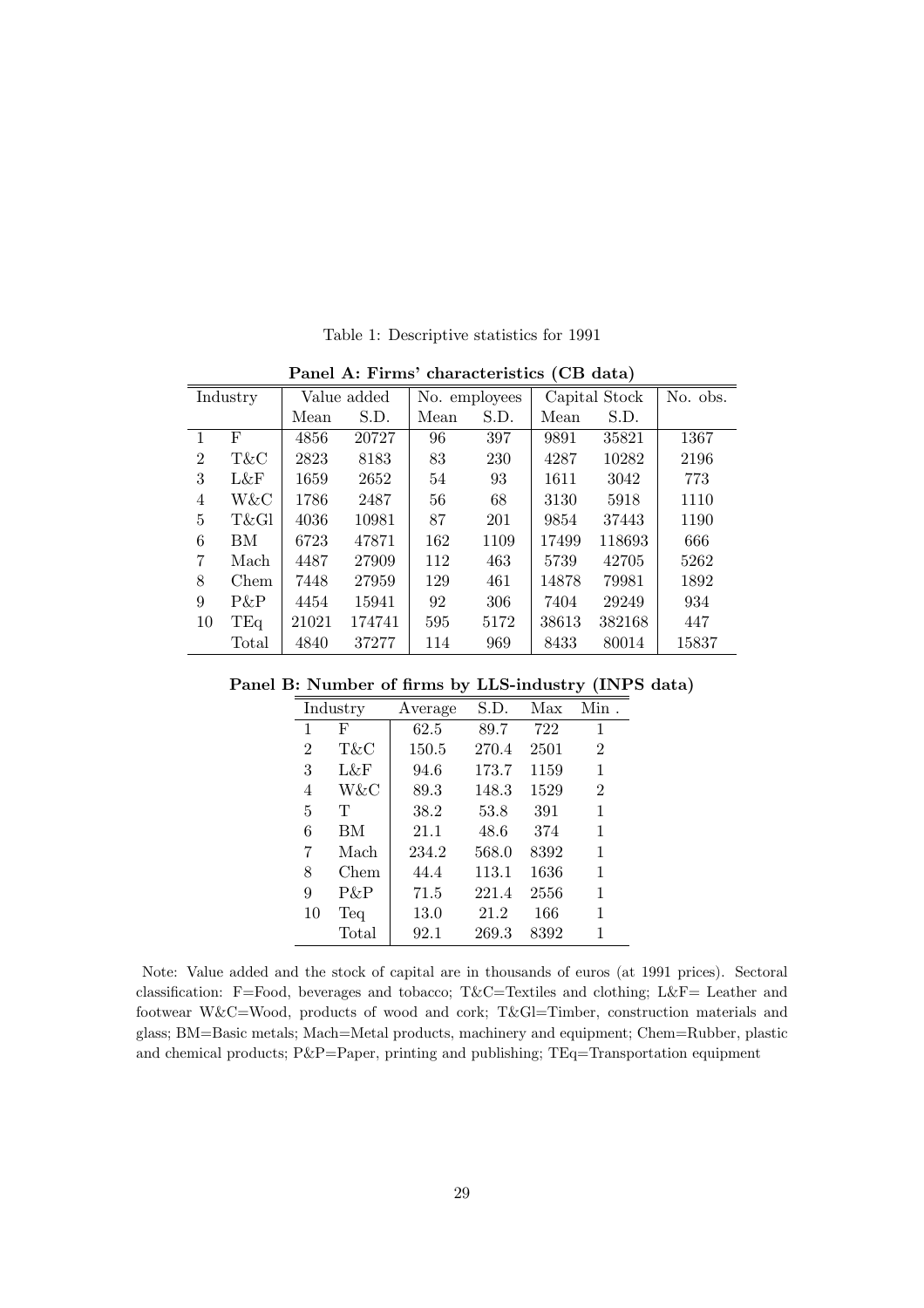Table 1: Descriptive statistics for 1991

**Panel A: Firms' characteristics (CB data)**

| Industry | | Value added | | No. employees | | Capital Stock | | No. obs. |
|---|---|---|---|---|---|---|---|---|
| | | Mean | S.D. | Mean | S.D. | Mean | S.D. | |
| 1 | F | 4856 | 20727 | 96 | 397 | 9891 | 35821 | 1367 |
| 2 | T&C | 2823 | 8183 | 83 | 230 | 4287 | 10282 | 2196 |
| 3 | L&F | 1659 | 2652 | 54 | 93 | 1611 | 3042 | 773 |
| 4 | W&C | 1786 | 2487 | 56 | 68 | 3130 | 5918 | 1110 |
| 5 | T&Gl | 4036 | 10981 | 87 | 201 | 9854 | 37443 | 1190 |
| 6 | BM | 6723 | 47871 | 162 | 1109 | 17499 | 118693 | 666 |
| 7 | Mach | 4487 | 27909 | 112 | 463 | 5739 | 42705 | 5262 |
| 8 | Chem | 7448 | 27959 | 129 | 461 | 14878 | 79981 | 1892 |
| 9 | P&P | 4454 | 15941 | 92 | 306 | 7404 | 29249 | 934 |
| 10 | TEq | 21021 | 174741 | 595 | 5172 | 38613 | 382168 | 447 |
| | Total | 4840 | 37277 | 114 | 969 | 8433 | 80014 | 15837 |

**Panel B: Number of firms by LLS-industry (INPS data)**

| Industry | | Average | S.D. | Max | Min . |
|---|---|---|---|---|---|
| 1 | F | 62.5 | 89.7 | 722 | 1 |
| 2 | T&C | 150.5 | 270.4 | 2501 | 2 |
| 3 | L&F | 94.6 | 173.7 | 1159 | 1 |
| 4 | W&C | 89.3 | 148.3 | 1529 | 2 |
| 5 | T | 38.2 | 53.8 | 391 | 1 |
| 6 | BM | 21.1 | 48.6 | 374 | 1 |
| 7 | Mach | 234.2 | 568.0 | 8392 | 1 |
| 8 | Chem | 44.4 | 113.1 | 1636 | 1 |
| 9 | P&P | 71.5 | 221.4 | 2556 | 1 |
| 10 | Teq | 13.0 | 21.2 | 166 | 1 |
| | Total | 92.1 | 269.3 | 8392 | 1 |

Note: Value added and the stock of capital are in thousands of euros (at 1991 prices). Sectoral classification: F=Food, beverages and tobacco; T&C=Textiles and clothing; L&F= Leather and footwear W&C=Wood, products of wood and cork; T&Gl=Timber, construction materials and glass; BM=Basic metals; Mach=Metal products, machinery and equipment; Chem=Rubber, plastic and chemical products; P&P=Paper, printing and publishing; TEq=Transportation equipment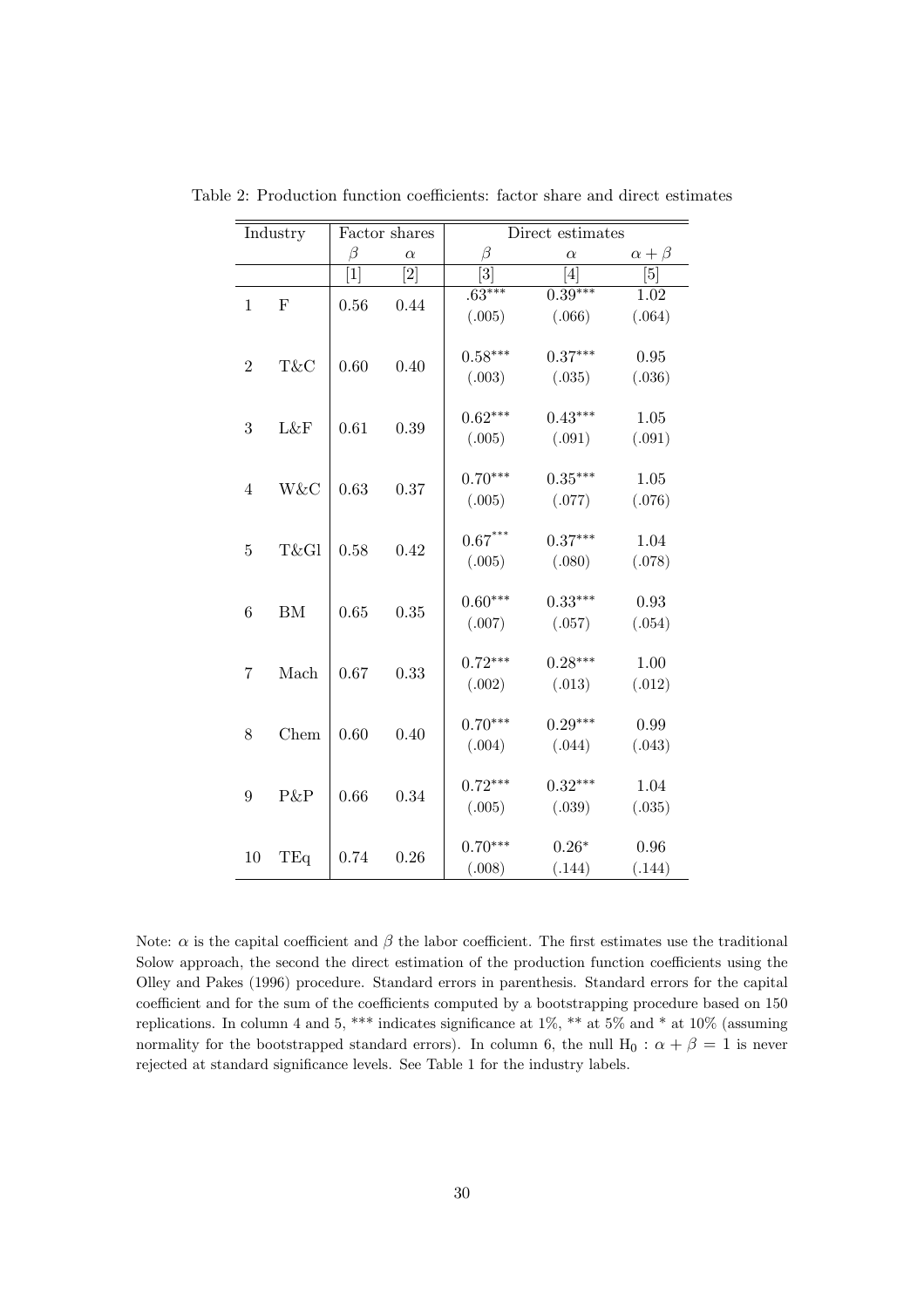Table 2: Production function coefficients: factor share and direct estimates

| Industry | | Factor shares | | Direct estimates | | |
|---|---|---|---|---|---|---|
| | | $\beta$ | $\alpha$ | $\beta$ | $\alpha$ | $\alpha + \beta$ |
| | | [1] | [2] | [3] | [4] | [5] |
| 1 | F | 0.56 | 0.44 | $.63^{***}$ | $0.39^{***}$ | 1.02 |
| | | | | (.005) | (.066) | (.064) |
| 2 | T&C | 0.60 | 0.40 | $0.58^{***}$ | $0.37^{***}$ | 0.95 |
| | | | | (.003) | (.035) | (.036) |
| 3 | L&F | 0.61 | 0.39 | $0.62^{***}$ | $0.43^{***}$ | 1.05 |
| | | | | (.005) | (.091) | (.091) |
| 4 | W&C | 0.63 | 0.37 | $0.70^{***}$ | $0.35^{***}$ | 1.05 |
| | | | | (.005) | (.077) | (.076) |
| 5 | T&Gl | 0.58 | 0.42 | $0.67^{***}$ | $0.37^{***}$ | 1.04 |
| | | | | (.005) | (.080) | (.078) |
| 6 | BM | 0.65 | 0.35 | $0.60^{***}$ | $0.33^{***}$ | 0.93 |
| | | | | (.007) | (.057) | (.054) |
| 7 | Mach | 0.67 | 0.33 | $0.72^{***}$ | $0.28^{***}$ | 1.00 |
| | | | | (.002) | (.013) | (.012) |
| 8 | Chem | 0.60 | 0.40 | $0.70^{***}$ | $0.29^{***}$ | 0.99 |
| | | | | (.004) | (.044) | (.043) |
| 9 | P&P | 0.66 | 0.34 | $0.72^{***}$ | $0.32^{***}$ | 1.04 |
| | | | | (.005) | (.039) | (.035) |
| 10 | TEq | 0.74 | 0.26 | $0.70^{***}$ | $0.26^{*}$ | 0.96 |
| | | | | (.008) | (.144) | (.144) |

Note: $\alpha$ is the capital coefficient and $\beta$ the labor coefficient. The first estimates use the traditional Solow approach, the second the direct estimation of the production function coefficients using the Olley and Pakes (1996) procedure. Standard errors in parenthesis. Standard errors for the capital coefficient and for the sum of the coefficients computed by a bootstrapping procedure based on 150 replications. In column 4 and 5, *** indicates significance at 1%, ** at 5% and * at 10% (assuming normality for the bootstrapped standard errors). In column 6, the null $H_0 : \alpha + \beta = 1$ is never rejected at standard significance levels. See Table 1 for the industry labels.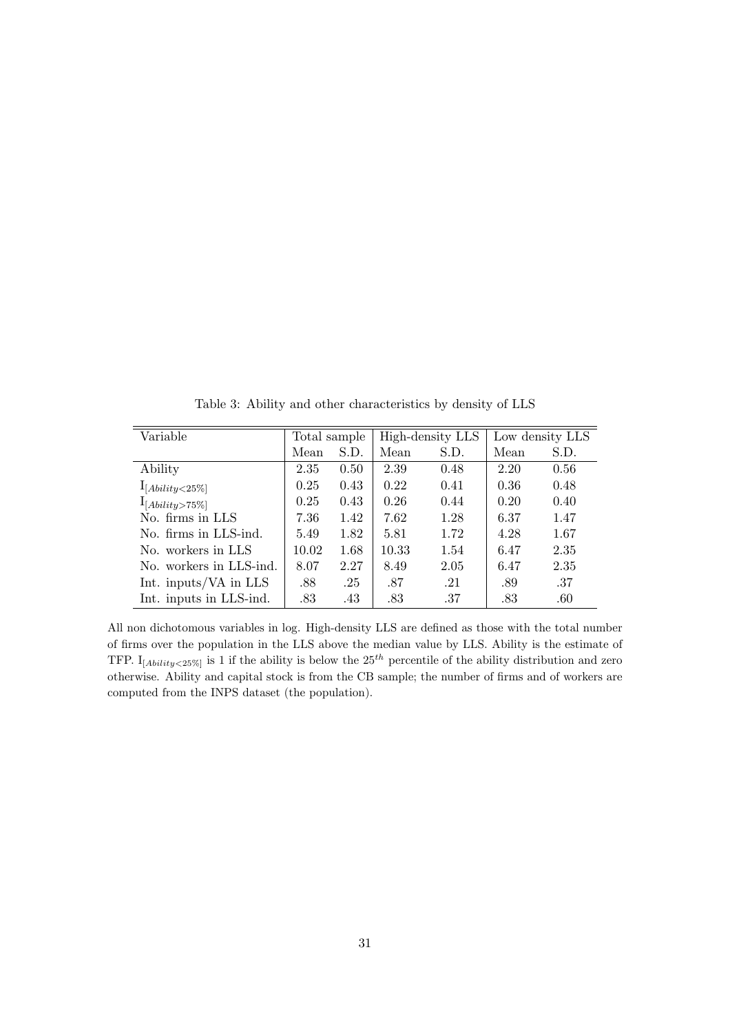Table 3: Ability and other characteristics by density of LLS

| Variable | Total sample | | High-density LLS | | Low density LLS | |
|---|---|---|---|---|---|---|
| | Mean | S.D. | Mean | S.D. | Mean | S.D. |
| Ability | 2.35 | 0.50 | 2.39 | 0.48 | 2.20 | 0.56 |
| $I_{[Ability<25\%]}$ | 0.25 | 0.43 | 0.22 | 0.41 | 0.36 | 0.48 |
| $I_{[Ability>75\%]}$ | 0.25 | 0.43 | 0.26 | 0.44 | 0.20 | 0.40 |
| No. firms in LLS | 7.36 | 1.42 | 7.62 | 1.28 | 6.37 | 1.47 |
| No. firms in LLS-ind. | 5.49 | 1.82 | 5.81 | 1.72 | 4.28 | 1.67 |
| No. workers in LLS | 10.02 | 1.68 | 10.33 | 1.54 | 6.47 | 2.35 |
| No. workers in LLS-ind. | 8.07 | 2.27 | 8.49 | 2.05 | 6.47 | 2.35 |
| Int. inputs/VA in LLS | .88 | .25 | .87 | .21 | .89 | .37 |
| Int. inputs in LLS-ind. | .83 | .43 | .83 | .37 | .83 | .60 |

All non dichotomous variables in log. High-density LLS are defined as those with the total number of firms over the population in the LLS above the median value by LLS. Ability is the estimate of TFP. $I_{[Ability<25\%]}$ is 1 if the ability is below the $25^{th}$ percentile of the ability distribution and zero otherwise. Ability and capital stock is from the CB sample; the number of firms and of workers are computed from the INPS dataset (the population).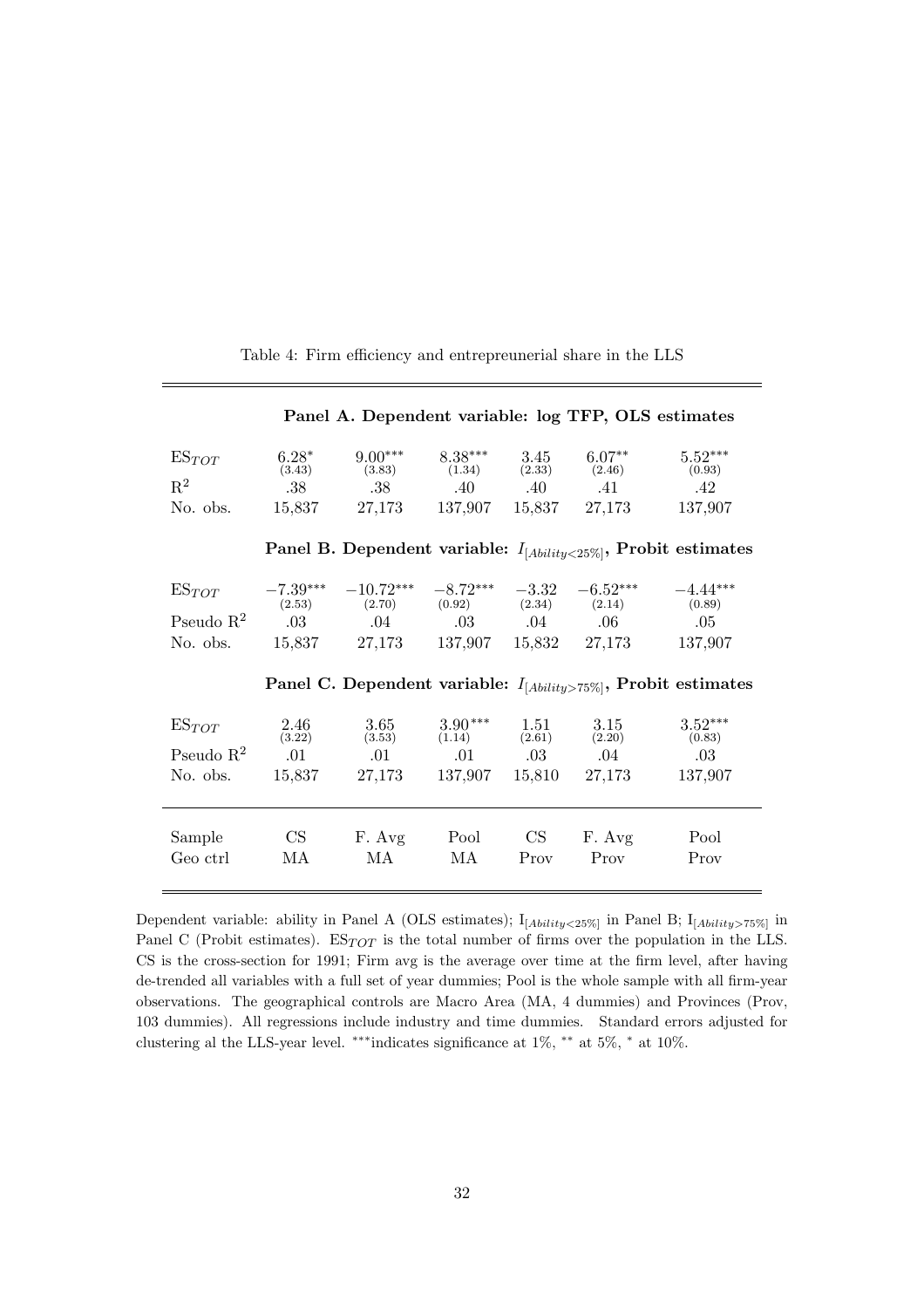Table 4: Firm efficiency and entrepreunerial share in the LLS

| | | | | | | |
|---|---|---|---|---|---|---|
| | **Panel A. Dependent variable: log TFP, OLS estimates** | | | | | |
| $ES_{TOT}$ | $6.28^{*}$ (3.43) | $9.00^{***}$ (3.83) | $8.38^{***}$ (1.34) | 3.45 (2.33) | $6.07^{**}$ (2.46) | $5.52^{***}$ (0.93) |
| $R^2$ | .38 | .38 | .40 | .40 | .41 | .42 |
| No. obs. | 15,837 | 27,173 | 137,907 | 15,837 | 27,173 | 137,907 |
| | **Panel B. Dependent variable: $I_{[Ability<25\%]}$, Probit estimates** | | | | | |
| $ES_{TOT}$ | $-7.39^{***}$ (2.53) | $-10.72^{***}$ (2.70) | $-8.72^{***}$ (0.92) | $-3.32$ (2.34) | $-6.52^{***}$ (2.14) | $-4.44^{***}$ (0.89) |
| Pseudo $R^2$ | .03 | .04 | .03 | .04 | .06 | .05 |
| No. obs. | 15,837 | 27,173 | 137,907 | 15,832 | 27,173 | 137,907 |
| | **Panel C. Dependent variable: $I_{[Ability>75\%]}$, Probit estimates** | | | | | |
| $ES_{TOT}$ | 2.46 (3.22) | 3.65 (3.53) | $3.90^{***}$ (1.14) | 1.51 (2.61) | 3.15 (2.20) | $3.52^{***}$ (0.83) |
| Pseudo $R^2$ | .01 | .01 | .01 | .03 | .04 | .03 |
| No. obs. | 15,837 | 27,173 | 137,907 | 15,810 | 27,173 | 137,907 |
| Sample | CS | F. Avg | Pool | CS | F. Avg | Pool |
| Geo ctrl | MA | MA | MA | Prov | Prov | Prov |

Dependent variable: ability in Panel A (OLS estimates); $I_{[Ability<25\%]}$ in Panel B; $I_{[Ability>75\%]}$ in Panel C (Probit estimates). $ES_{TOT}$ is the total number of firms over the population in the LLS. CS is the cross-section for 1991; Firm avg is the average over time at the firm level, after having de-trended all variables with a full set of year dummies; Pool is the whole sample with all firm-year observations. The geographical controls are Macro Area (MA, 4 dummies) and Provinces (Prov, 103 dummies). All regressions include industry and time dummies. Standard errors adjusted for clustering al the LLS-year level. $^{***}$indicates significance at 1%, $^{**}$ at 5%, $^{*}$ at 10%.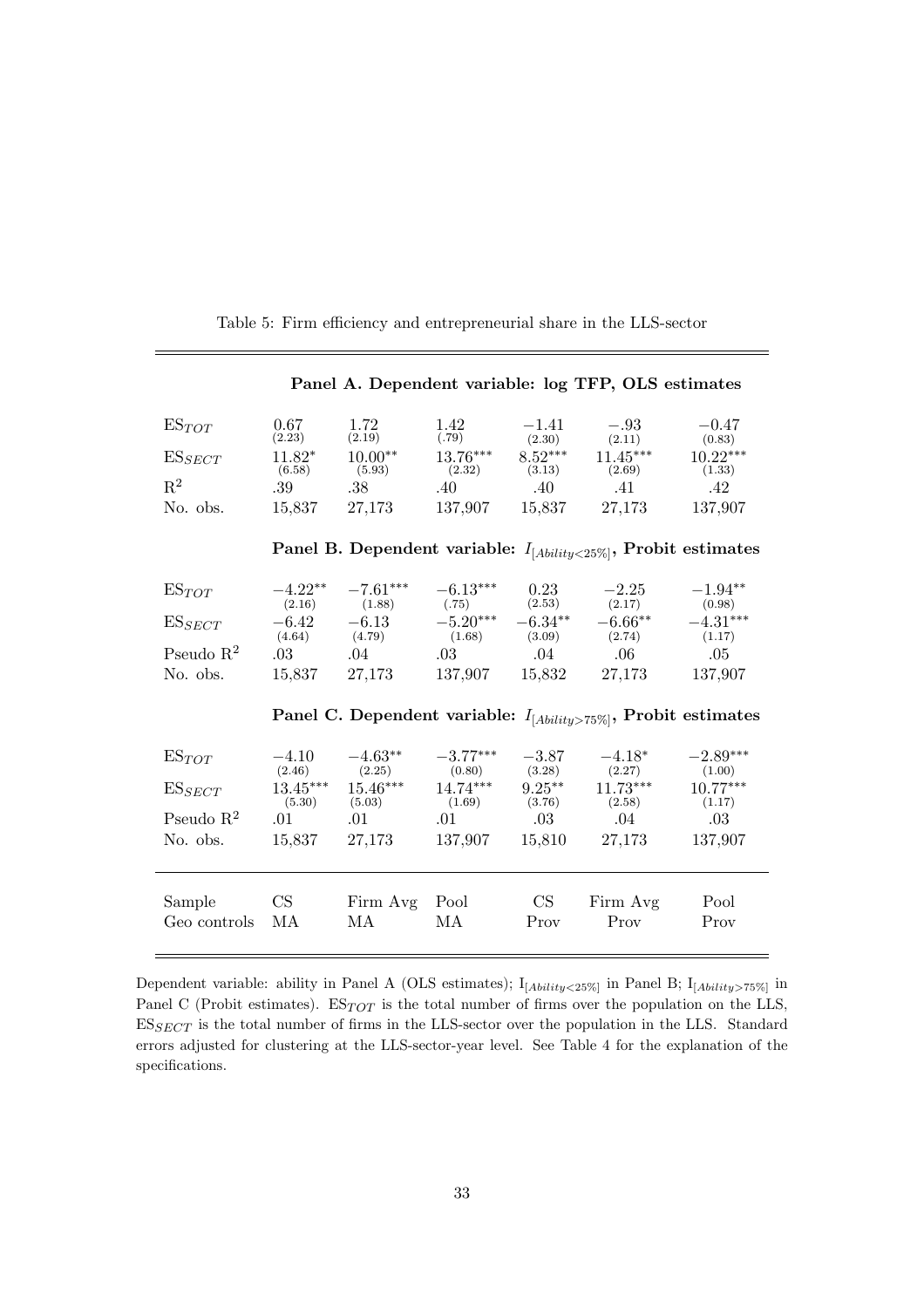Table 5: Firm efficiency and entrepreneurial share in the LLS-sector

| | | | | | | |
|---|---|---|---|---|---|---|
| | **Panel A. Dependent variable: log TFP, OLS estimates** | | | | | |
| $ES_{TOT}$ | 0.67 (2.23) | 1.72 (2.19) | 1.42 (.79) | −1.41 (2.30) | −.93 (2.11) | −0.47 (0.83) |
| $ES_{SECT}$ | 11.82* (6.58) | 10.00** (5.93) | 13.76*** (2.32) | 8.52*** (3.13) | 11.45*** (2.69) | 10.22*** (1.33) |
| $R^2$ | .39 | .38 | .40 | .40 | .41 | .42 |
| No. obs. | 15,837 | 27,173 | 137,907 | 15,837 | 27,173 | 137,907 |
| | **Panel B. Dependent variable: $I_{[Ability<25\%]}$, Probit estimates** | | | | | |
| $ES_{TOT}$ | −4.22** (2.16) | −7.61*** (1.88) | −6.13*** (.75) | 0.23 (2.53) | −2.25 (2.17) | −1.94** (0.98) |
| $ES_{SECT}$ | −6.42 (4.64) | −6.13 (4.79) | −5.20*** (1.68) | −6.34** (3.09) | −6.66** (2.74) | −4.31*** (1.17) |
| Pseudo $R^2$ | .03 | .04 | .03 | .04 | .06 | .05 |
| No. obs. | 15,837 | 27,173 | 137,907 | 15,832 | 27,173 | 137,907 |
| | **Panel C. Dependent variable: $I_{[Ability>75\%]}$, Probit estimates** | | | | | |
| $ES_{TOT}$ | −4.10 (2.46) | −4.63** (2.25) | −3.77*** (0.80) | −3.87 (3.28) | −4.18* (2.27) | −2.89*** (1.00) |
| $ES_{SECT}$ | 13.45*** (5.30) | 15.46*** (5.03) | 14.74*** (1.69) | 9.25** (3.76) | 11.73*** (2.58) | 10.77*** (1.17) |
| Pseudo $R^2$ | .01 | .01 | .01 | .03 | .04 | .03 |
| No. obs. | 15,837 | 27,173 | 137,907 | 15,810 | 27,173 | 137,907 |
| Sample | CS | Firm Avg | Pool | CS | Firm Avg | Pool |
| Geo controls | MA | MA | MA | Prov | Prov | Prov |

Dependent variable: ability in Panel A (OLS estimates); $I_{[Ability<25\%]}$ in Panel B; $I_{[Ability>75\%]}$ in Panel C (Probit estimates). $ES_{TOT}$ is the total number of firms over the population on the LLS, $ES_{SECT}$ is the total number of firms in the LLS-sector over the population in the LLS. Standard errors adjusted for clustering at the LLS-sector-year level. See Table 4 for the explanation of the specifications.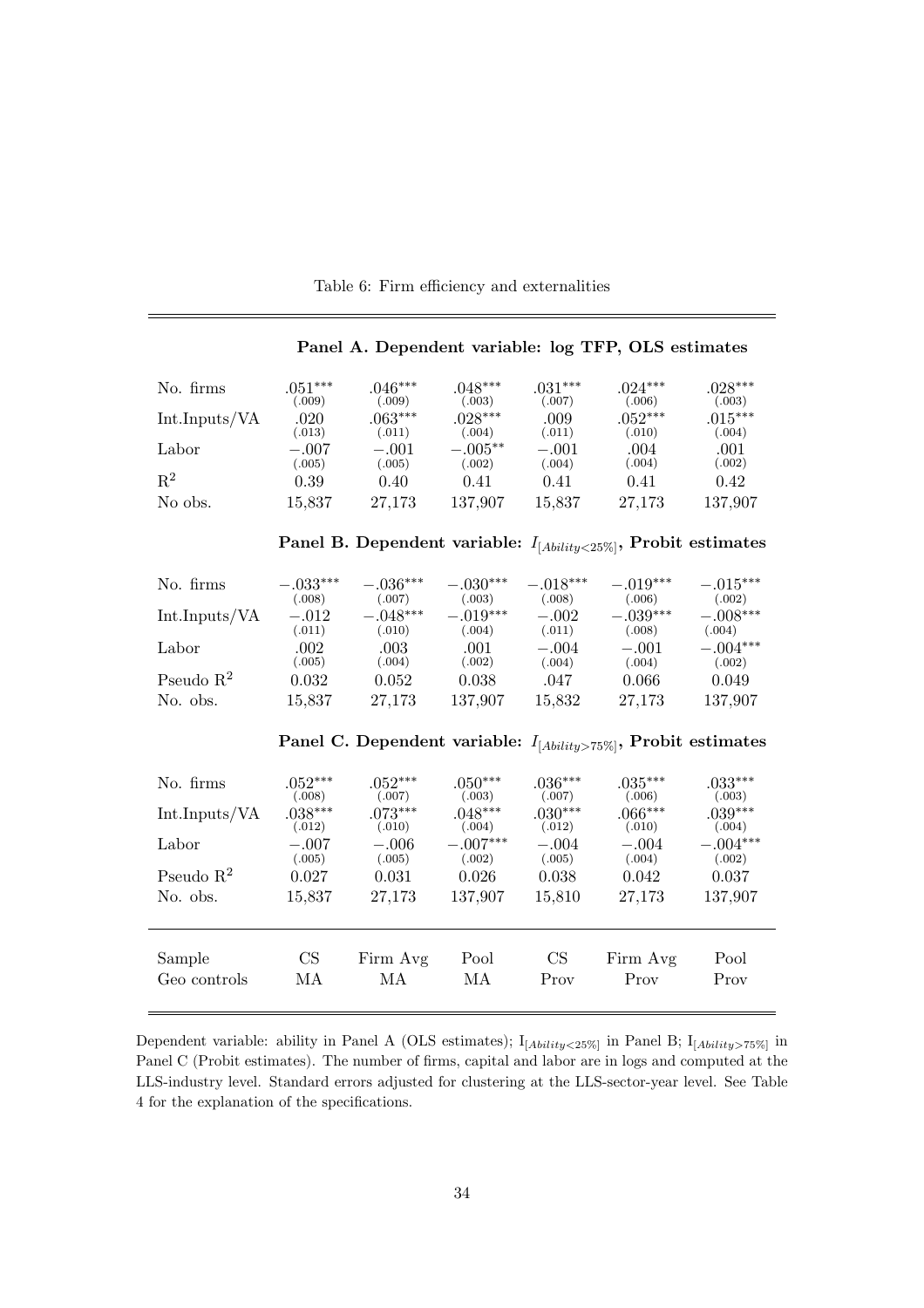Table 6: Firm efficiency and externalities

| | | | | | | |
|---|---|---|---|---|---|---|
| **Panel A. Dependent variable: log TFP, OLS estimates** | | | | | | |
| No. firms | .051*** | .046*** | .048*** | .031*** | .024*** | .028*** |
| | (.009) | (.009) | (.003) | (.007) | (.006) | (.003) |
| Int.Inputs/VA | .020 | .063*** | .028*** | .009 | .052*** | .015*** |
| | (.013) | (.011) | (.004) | (.011) | (.010) | (.004) |
| Labor | −.007 | −.001 | −.005** | −.001 | .004 | .001 |
| | (.005) | (.005) | (.002) | (.004) | (.004) | (.002) |
| $R^2$ | 0.39 | 0.40 | 0.41 | 0.41 | 0.41 | 0.42 |
| No obs. | 15,837 | 27,173 | 137,907 | 15,837 | 27,173 | 137,907 |
| **Panel B. Dependent variable: $I_{[Ability<25\%]}$, Probit estimates** | | | | | | |
| No. firms | −.033*** | −.036*** | −.030*** | −.018*** | −.019*** | −.015*** |
| | (.008) | (.007) | (.003) | (.008) | (.006) | (.002) |
| Int.Inputs/VA | −.012 | −.048*** | −.019*** | −.002 | −.039*** | −.008*** |
| | (.011) | (.010) | (.004) | (.011) | (.008) | (.004) |
| Labor | .002 | .003 | .001 | −.004 | −.001 | −.004*** |
| | (.005) | (.004) | (.002) | (.004) | (.004) | (.002) |
| Pseudo $R^2$ | 0.032 | 0.052 | 0.038 | .047 | 0.066 | 0.049 |
| No. obs. | 15,837 | 27,173 | 137,907 | 15,832 | 27,173 | 137,907 |
| **Panel C. Dependent variable: $I_{[Ability>75\%]}$, Probit estimates** | | | | | | |
| No. firms | .052*** | .052*** | .050*** | .036*** | .035*** | .033*** |
| | (.008) | (.007) | (.003) | (.007) | (.006) | (.003) |
| Int.Inputs/VA | .038*** | .073*** | .048*** | .030*** | .066*** | .039*** |
| | (.012) | (.010) | (.004) | (.012) | (.010) | (.004) |
| Labor | −.007 | −.006 | −.007*** | −.004 | −.004 | −.004*** |
| | (.005) | (.005) | (.002) | (.005) | (.004) | (.002) |
| Pseudo $R^2$ | 0.027 | 0.031 | 0.026 | 0.038 | 0.042 | 0.037 |
| No. obs. | 15,837 | 27,173 | 137,907 | 15,810 | 27,173 | 137,907 |
| Sample | CS | Firm Avg | Pool | CS | Firm Avg | Pool |
| Geo controls | MA | MA | MA | Prov | Prov | Prov |

Dependent variable: ability in Panel A (OLS estimates); $I_{[Ability<25\%]}$ in Panel B; $I_{[Ability>75\%]}$ in Panel C (Probit estimates). The number of firms, capital and labor are in logs and computed at the LLS-industry level. Standard errors adjusted for clustering at the LLS-sector-year level. See Table 4 for the explanation of the specifications.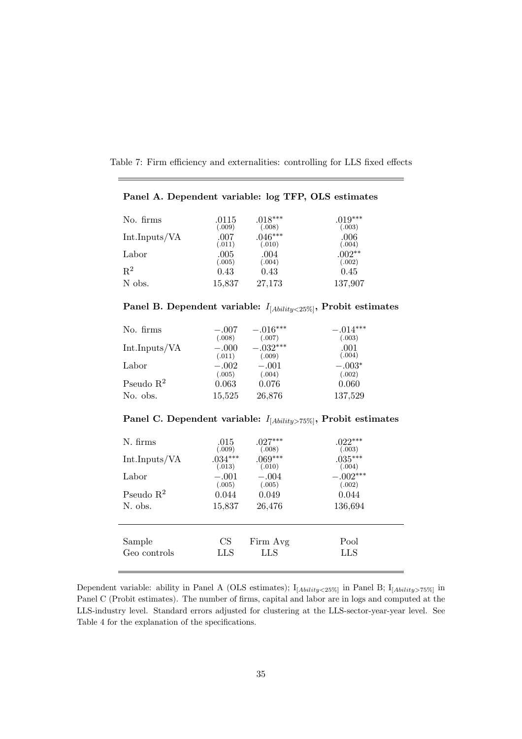Table 7: Firm efficiency and externalities: controlling for LLS fixed effects

**Panel A. Dependent variable: log TFP, OLS estimates**

| | | | |
|---|---|---|---|
| No. firms | .0115 (.009) | .018*** (.008) | .019*** (.003) |
| Int.Inputs/VA | .007 (.011) | .046*** (.010) | .006 (.004) |
| Labor | .005 (.005) | .004 (.004) | .002** (.002) |
| $R^2$ | 0.43 | 0.43 | 0.45 |
| N obs. | 15,837 | 27,173 | 137,907 |

**Panel B. Dependent variable: $I_{[Ability<25\%]}$, Probit estimates**

| | | | |
|---|---|---|---|
| No. firms | −.007 (.008) | −.016*** (.007) | −.014*** (.003) |
| Int.Inputs/VA | −.000 (.011) | −.032*** (.009) | .001 (.004) |
| Labor | −.002 (.005) | −.001 (.004) | −.003* (.002) |
| Pseudo $R^2$ | 0.063 | 0.076 | 0.060 |
| No. obs. | 15,525 | 26,876 | 137,529 |

**Panel C. Dependent variable: $I_{[Ability>75\%]}$, Probit estimates**

| | | | |
|---|---|---|---|
| N. firms | .015 (.009) | .027*** (.008) | .022*** (.003) |
| Int.Inputs/VA | .034*** (.013) | .069*** (.010) | .035*** (.004) |
| Labor | −.001 (.005) | −.004 (.005) | −.002*** (.002) |
| Pseudo $R^2$ | 0.044 | 0.049 | 0.044 |
| N. obs. | 15,837 | 26,476 | 136,694 |
| | | | |
| Sample | CS | Firm Avg | Pool |
| Geo controls | LLS | LLS | LLS |

Dependent variable: ability in Panel A (OLS estimates); $I_{[Ability<25\%]}$ in Panel B; $I_{[Ability>75\%]}$ in Panel C (Probit estimates). The number of firms, capital and labor are in logs and computed at the LLS-industry level. Standard errors adjusted for clustering at the LLS-sector-year-year level. See Table 4 for the explanation of the specifications.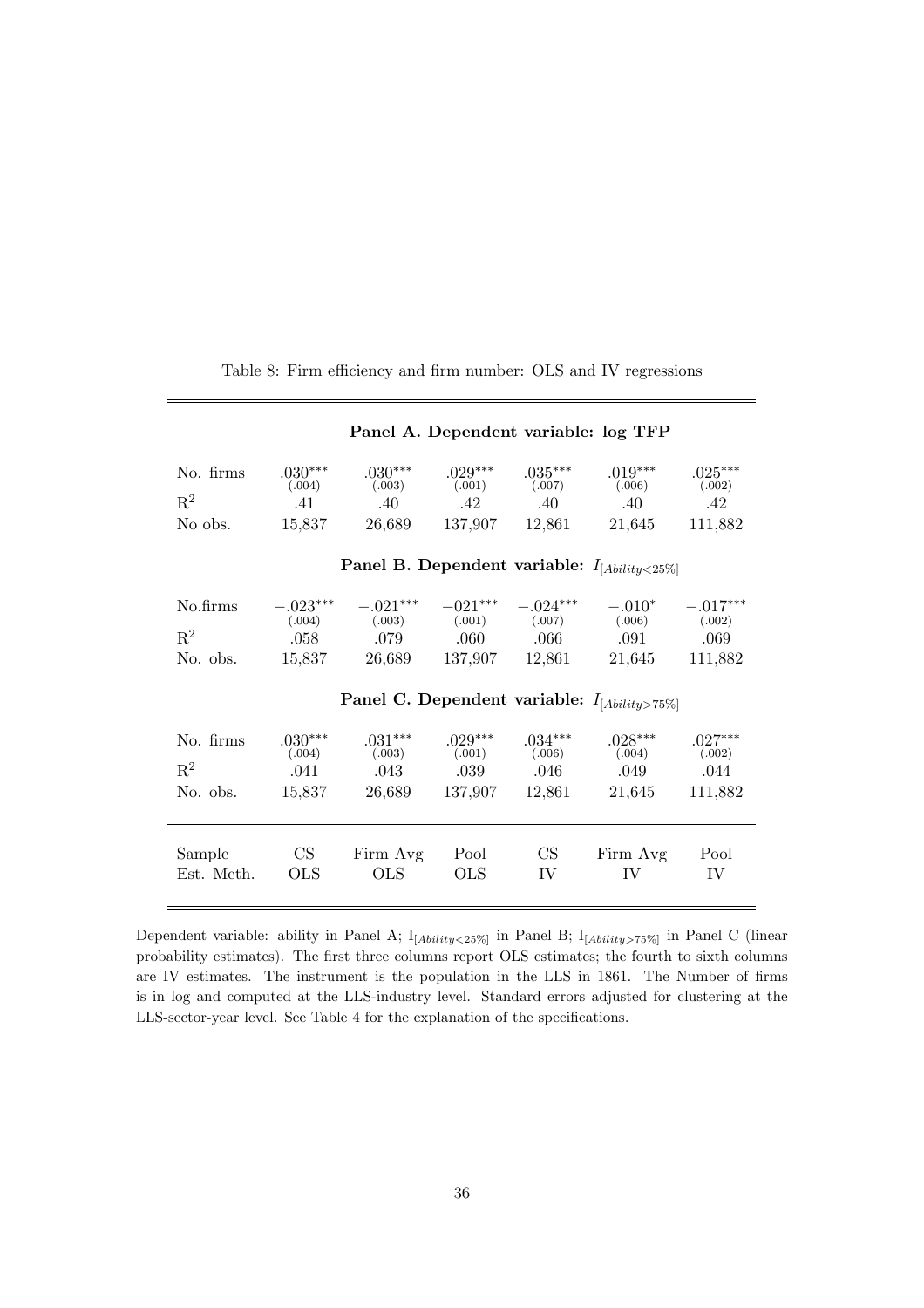Table 8: Firm efficiency and firm number: OLS and IV regressions

| | | | | | | |
|---|---|---|---|---|---|---|
| | **Panel A. Dependent variable: log TFP** | | | | | |
| No. firms | .030*** (.004) | .030*** (.003) | .029*** (.001) | .035*** (.007) | .019*** (.006) | .025*** (.002) |
| $R^2$ | .41 | .40 | .42 | .40 | .40 | .42 |
| No obs. | 15,837 | 26,689 | 137,907 | 12,861 | 21,645 | 111,882 |
| | **Panel B. Dependent variable: $I_{[Ability<25\%]}$** | | | | | |
| No.firms | −.023*** (.004) | −.021*** (.003) | −.021*** (.001) | −.024*** (.007) | −.010* (.006) | −.017*** (.002) |
| $R^2$ | .058 | .079 | .060 | .066 | .091 | .069 |
| No. obs. | 15,837 | 26,689 | 137,907 | 12,861 | 21,645 | 111,882 |
| | **Panel C. Dependent variable: $I_{[Ability>75\%]}$** | | | | | |
| No. firms | .030*** (.004) | .031*** (.003) | .029*** (.001) | .034*** (.006) | .028*** (.004) | .027*** (.002) |
| $R^2$ | .041 | .043 | .039 | .046 | .049 | .044 |
| No. obs. | 15,837 | 26,689 | 137,907 | 12,861 | 21,645 | 111,882 |
| Sample | CS | Firm Avg | Pool | CS | Firm Avg | Pool |
| Est. Meth. | OLS | OLS | OLS | IV | IV | IV |

Dependent variable: ability in Panel A; $I_{[Ability<25\%]}$ in Panel B; $I_{[Ability>75\%]}$ in Panel C (linear probability estimates). The first three columns report OLS estimates; the fourth to sixth columns are IV estimates. The instrument is the population in the LLS in 1861. The Number of firms is in log and computed at the LLS-industry level. Standard errors adjusted for clustering at the LLS-sector-year level. See Table 4 for the explanation of the specifications.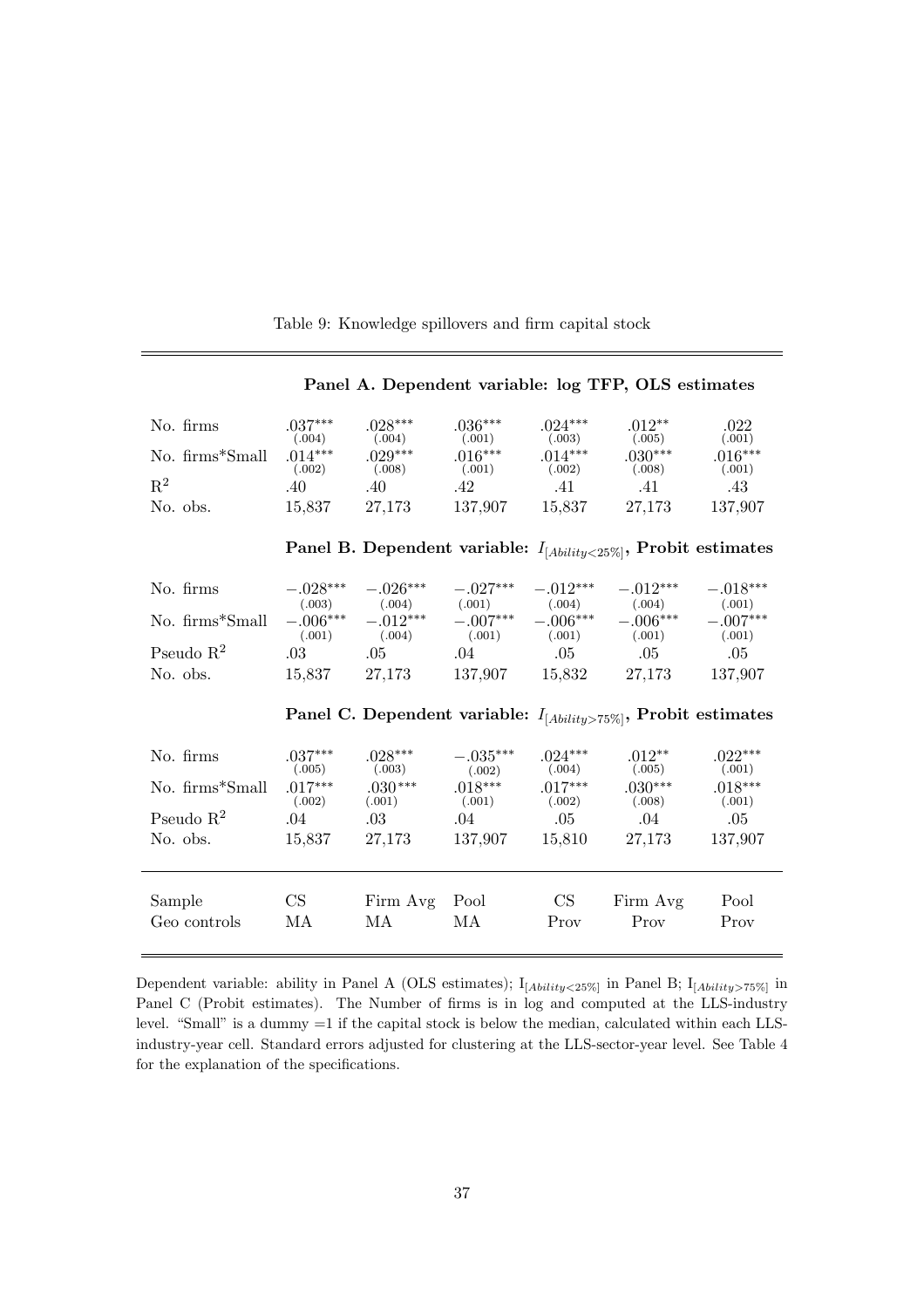Table 9: Knowledge spillovers and firm capital stock

| | | | | | | |
|---|---|---|---|---|---|---|
| | **Panel A. Dependent variable: log TFP, OLS estimates** | | | | | |
| No. firms | .037*** (.004) | .028*** (.004) | .036*** (.001) | .024*** (.003) | .012** (.005) | .022 (.001) |
| No. firms*Small | .014*** (.002) | .029*** (.008) | .016*** (.001) | .014*** (.002) | .030*** (.008) | .016*** (.001) |
| $R^2$ | .40 | .40 | .42 | .41 | .41 | .43 |
| No. obs. | 15,837 | 27,173 | 137,907 | 15,837 | 27,173 | 137,907 |
| | **Panel B. Dependent variable: $I_{[Ability<25\%]}$, Probit estimates** | | | | | |
| No. firms | −.028*** (.003) | −.026*** (.004) | −.027*** (.001) | −.012*** (.004) | −.012*** (.004) | −.018*** (.001) |
| No. firms*Small | −.006*** (.001) | −.012*** (.004) | −.007*** (.001) | −.006*** (.001) | −.006*** (.001) | −.007*** (.001) |
| Pseudo $R^2$ | .03 | .05 | .04 | .05 | .05 | .05 |
| No. obs. | 15,837 | 27,173 | 137,907 | 15,832 | 27,173 | 137,907 |
| | **Panel C. Dependent variable: $I_{[Ability>75\%]}$, Probit estimates** | | | | | |
| No. firms | .037*** (.005) | .028*** (.003) | −.035*** (.002) | .024*** (.004) | .012** (.005) | .022*** (.001) |
| No. firms*Small | .017*** (.002) | .030*** (.001) | .018*** (.001) | .017*** (.002) | .030*** (.008) | .018*** (.001) |
| Pseudo $R^2$ | .04 | .03 | .04 | .05 | .04 | .05 |
| No. obs. | 15,837 | 27,173 | 137,907 | 15,810 | 27,173 | 137,907 |
| Sample | CS | Firm Avg | Pool | CS | Firm Avg | Pool |
| Geo controls | MA | MA | MA | Prov | Prov | Prov |

Dependent variable: ability in Panel A (OLS estimates); $I_{[Ability<25\%]}$ in Panel B; $I_{[Ability>75\%]}$ in Panel C (Probit estimates). The Number of firms is in log and computed at the LLS-industry level. "Small" is a dummy =1 if the capital stock is below the median, calculated within each LLS-industry-year cell. Standard errors adjusted for clustering at the LLS-sector-year level. See Table 4 for the explanation of the specifications.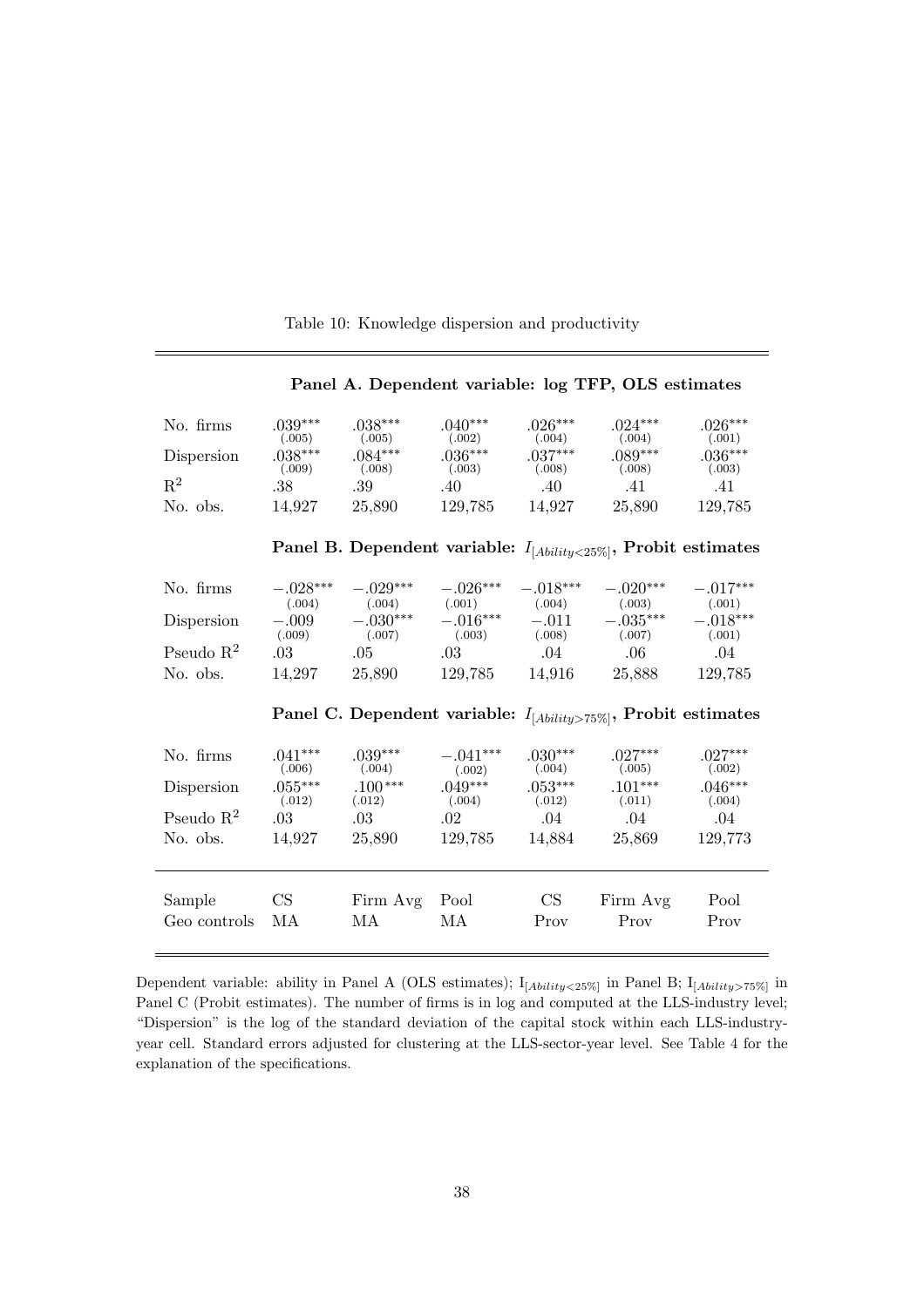Table 10: Knowledge dispersion and productivity

| | | | | | | |
|---|---|---|---|---|---|---|
| | **Panel A. Dependent variable: log TFP, OLS estimates** | | | | | |
| No. firms | .039*** (.005) | .038*** (.005) | .040*** (.002) | .026*** (.004) | .024*** (.004) | .026*** (.001) |
| Dispersion | .038*** (.009) | .084*** (.008) | .036*** (.003) | .037*** (.008) | .089*** (.008) | .036*** (.003) |
| $R^2$ | .38 | .39 | .40 | .40 | .41 | .41 |
| No. obs. | 14,927 | 25,890 | 129,785 | 14,927 | 25,890 | 129,785 |
| | **Panel B. Dependent variable: $I_{[Ability<25\%]}$, Probit estimates** | | | | | |
| No. firms | −.028*** (.004) | −.029*** (.004) | −.026*** (.001) | −.018*** (.004) | −.020*** (.003) | −.017*** (.001) |
| Dispersion | −.009 (.009) | −.030*** (.007) | −.016*** (.003) | −.011 (.008) | −.035*** (.007) | −.018*** (.001) |
| Pseudo $R^2$ | .03 | .05 | .03 | .04 | .06 | .04 |
| No. obs. | 14,297 | 25,890 | 129,785 | 14,916 | 25,888 | 129,785 |
| | **Panel C. Dependent variable: $I_{[Ability>75\%]}$, Probit estimates** | | | | | |
| No. firms | .041*** (.006) | .039*** (.004) | −.041*** (.002) | .030*** (.004) | .027*** (.005) | .027*** (.002) |
| Dispersion | .055*** (.012) | .100*** (.012) | .049*** (.004) | .053*** (.012) | .101*** (.011) | .046*** (.004) |
| Pseudo $R^2$ | .03 | .03 | .02 | .04 | .04 | .04 |
| No. obs. | 14,927 | 25,890 | 129,785 | 14,884 | 25,869 | 129,773 |
| Sample | CS | Firm Avg | Pool | CS | Firm Avg | Pool |
| Geo controls | MA | MA | MA | Prov | Prov | Prov |

Dependent variable: ability in Panel A (OLS estimates); $I_{[Ability<25\%]}$ in Panel B; $I_{[Ability>75\%]}$ in Panel C (Probit estimates). The number of firms is in log and computed at the LLS-industry level; "Dispersion" is the log of the standard deviation of the capital stock within each LLS-industry-year cell. Standard errors adjusted for clustering at the LLS-sector-year level. See Table 4 for the explanation of the specifications.